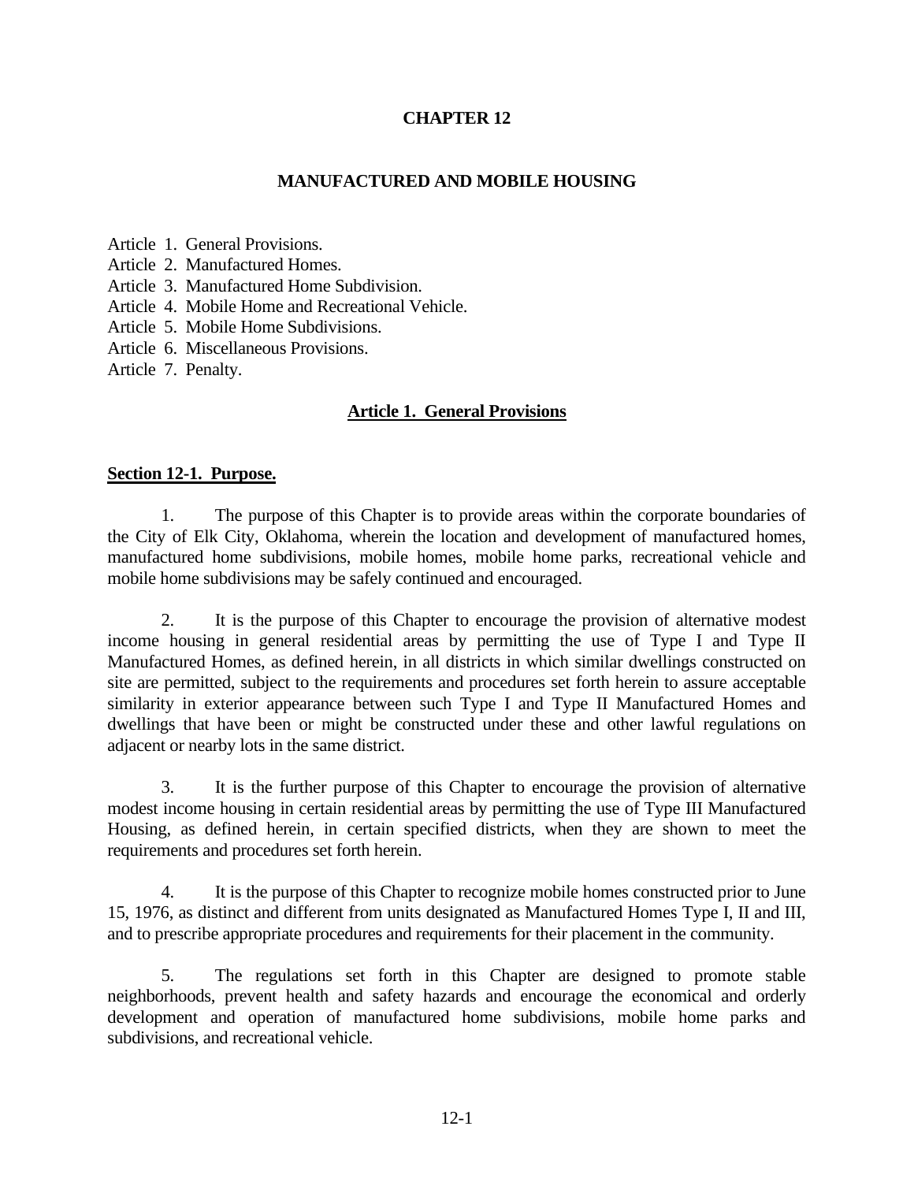# CHAPTER 12

## MANUFACTURED AND MOBILE HOUSING

Article 1. General Provisions.
Article 2. Manufactured Homes.
Article 3. Manufactured Home Subdivision.
Article 4. Mobile Home and Recreational Vehicle.
Article 5. Mobile Home Subdivisions.
Article 6. Miscellaneous Provisions.
Article 7. Penalty.

### Article 1. General Provisions

#### Section 12-1. Purpose.

1. The purpose of this Chapter is to provide areas within the corporate boundaries of the City of Elk City, Oklahoma, wherein the location and development of manufactured homes, manufactured home subdivisions, mobile homes, mobile home parks, recreational vehicle and mobile home subdivisions may be safely continued and encouraged.

2. It is the purpose of this Chapter to encourage the provision of alternative modest income housing in general residential areas by permitting the use of Type I and Type II Manufactured Homes, as defined herein, in all districts in which similar dwellings constructed on site are permitted, subject to the requirements and procedures set forth herein to assure acceptable similarity in exterior appearance between such Type I and Type II Manufactured Homes and dwellings that have been or might be constructed under these and other lawful regulations on adjacent or nearby lots in the same district.

3. It is the further purpose of this Chapter to encourage the provision of alternative modest income housing in certain residential areas by permitting the use of Type III Manufactured Housing, as defined herein, in certain specified districts, when they are shown to meet the requirements and procedures set forth herein.

4. It is the purpose of this Chapter to recognize mobile homes constructed prior to June 15, 1976, as distinct and different from units designated as Manufactured Homes Type I, II and III, and to prescribe appropriate procedures and requirements for their placement in the community.

5. The regulations set forth in this Chapter are designed to promote stable neighborhoods, prevent health and safety hazards and encourage the economical and orderly development and operation of manufactured home subdivisions, mobile home parks and subdivisions, and recreational vehicle.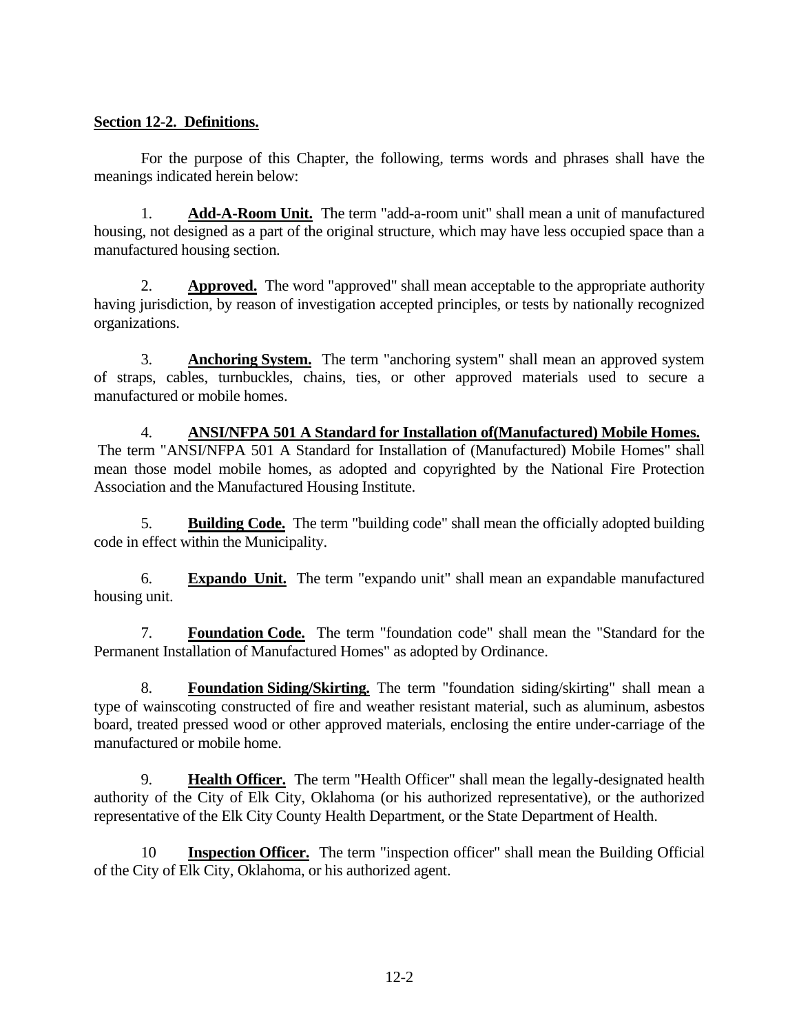**Section 12-2. Definitions.**

For the purpose of this Chapter, the following, terms words and phrases shall have the meanings indicated herein below:

1. **Add-A-Room Unit.** The term "add-a-room unit" shall mean a unit of manufactured housing, not designed as a part of the original structure, which may have less occupied space than a manufactured housing section.

2. **Approved.** The word "approved" shall mean acceptable to the appropriate authority having jurisdiction, by reason of investigation accepted principles, or tests by nationally recognized organizations.

3. **Anchoring System.** The term "anchoring system" shall mean an approved system of straps, cables, turnbuckles, chains, ties, or other approved materials used to secure a manufactured or mobile homes.

4. **ANSI/NFPA 501 A Standard for Installation of(Manufactured) Mobile Homes.** The term "ANSI/NFPA 501 A Standard for Installation of (Manufactured) Mobile Homes" shall mean those model mobile homes, as adopted and copyrighted by the National Fire Protection Association and the Manufactured Housing Institute.

5. **Building Code.** The term "building code" shall mean the officially adopted building code in effect within the Municipality.

6. **Expando Unit.** The term "expando unit" shall mean an expandable manufactured housing unit.

7. **Foundation Code.** The term "foundation code" shall mean the "Standard for the Permanent Installation of Manufactured Homes" as adopted by Ordinance.

8. **Foundation Siding/Skirting.** The term "foundation siding/skirting" shall mean a type of wainscoting constructed of fire and weather resistant material, such as aluminum, asbestos board, treated pressed wood or other approved materials, enclosing the entire under-carriage of the manufactured or mobile home.

9. **Health Officer.** The term "Health Officer" shall mean the legally-designated health authority of the City of Elk City, Oklahoma (or his authorized representative), or the authorized representative of the Elk City County Health Department, or the State Department of Health.

10 **Inspection Officer.** The term "inspection officer" shall mean the Building Official of the City of Elk City, Oklahoma, or his authorized agent.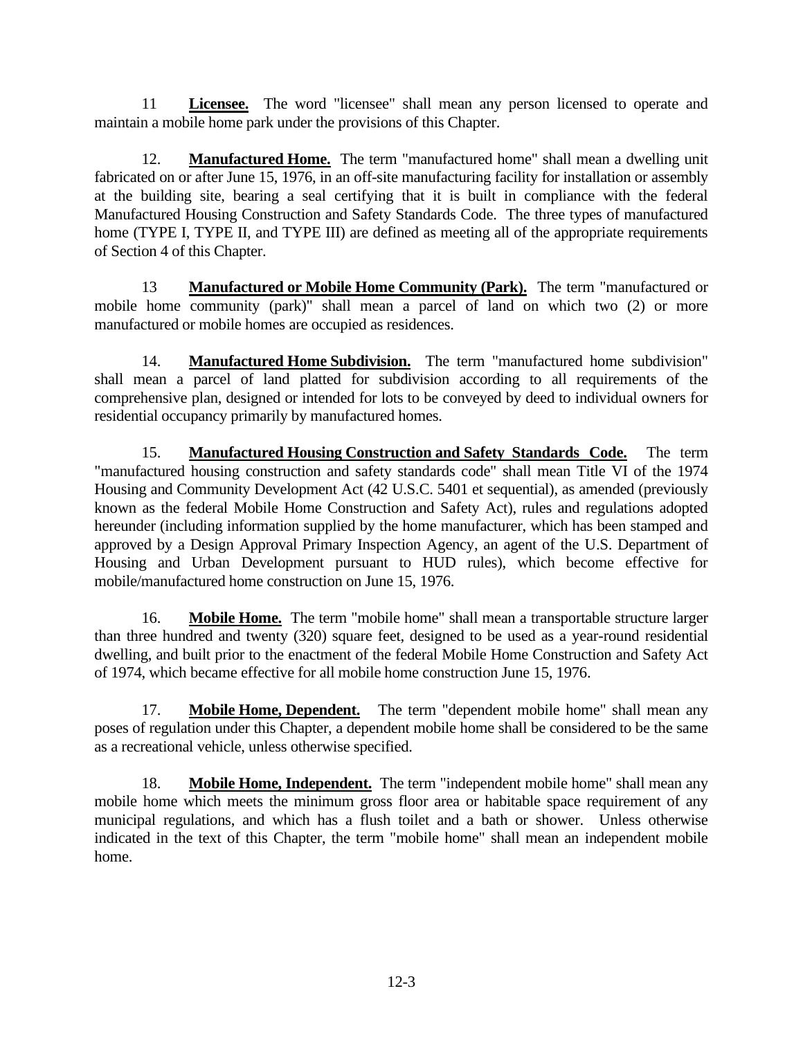11 **Licensee.** The word "licensee" shall mean any person licensed to operate and maintain a mobile home park under the provisions of this Chapter.

12. **Manufactured Home.** The term "manufactured home" shall mean a dwelling unit fabricated on or after June 15, 1976, in an off-site manufacturing facility for installation or assembly at the building site, bearing a seal certifying that it is built in compliance with the federal Manufactured Housing Construction and Safety Standards Code. The three types of manufactured home (TYPE I, TYPE II, and TYPE III) are defined as meeting all of the appropriate requirements of Section 4 of this Chapter.

13 **Manufactured or Mobile Home Community (Park).** The term "manufactured or mobile home community (park)" shall mean a parcel of land on which two (2) or more manufactured or mobile homes are occupied as residences.

14. **Manufactured Home Subdivision.** The term "manufactured home subdivision" shall mean a parcel of land platted for subdivision according to all requirements of the comprehensive plan, designed or intended for lots to be conveyed by deed to individual owners for residential occupancy primarily by manufactured homes.

15. **Manufactured Housing Construction and Safety Standards Code.** The term "manufactured housing construction and safety standards code" shall mean Title VI of the 1974 Housing and Community Development Act (42 U.S.C. 5401 et sequential), as amended (previously known as the federal Mobile Home Construction and Safety Act), rules and regulations adopted hereunder (including information supplied by the home manufacturer, which has been stamped and approved by a Design Approval Primary Inspection Agency, an agent of the U.S. Department of Housing and Urban Development pursuant to HUD rules), which become effective for mobile/manufactured home construction on June 15, 1976.

16. **Mobile Home.** The term "mobile home" shall mean a transportable structure larger than three hundred and twenty (320) square feet, designed to be used as a year-round residential dwelling, and built prior to the enactment of the federal Mobile Home Construction and Safety Act of 1974, which became effective for all mobile home construction June 15, 1976.

17. **Mobile Home, Dependent.** The term "dependent mobile home" shall mean any poses of regulation under this Chapter, a dependent mobile home shall be considered to be the same as a recreational vehicle, unless otherwise specified.

18. **Mobile Home, Independent.** The term "independent mobile home" shall mean any mobile home which meets the minimum gross floor area or habitable space requirement of any municipal regulations, and which has a flush toilet and a bath or shower. Unless otherwise indicated in the text of this Chapter, the term "mobile home" shall mean an independent mobile home.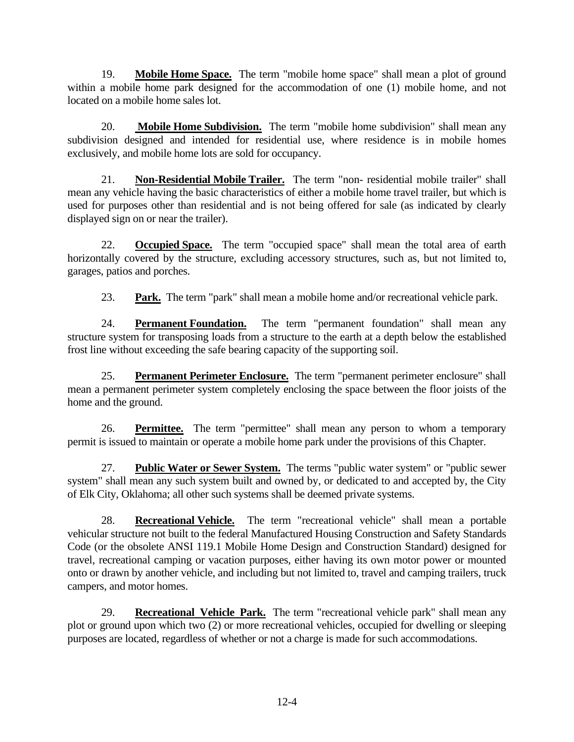19. **Mobile Home Space.** The term "mobile home space" shall mean a plot of ground within a mobile home park designed for the accommodation of one (1) mobile home, and not located on a mobile home sales lot.

20. **Mobile Home Subdivision.** The term "mobile home subdivision" shall mean any subdivision designed and intended for residential use, where residence is in mobile homes exclusively, and mobile home lots are sold for occupancy.

21. **Non-Residential Mobile Trailer.** The term "non- residential mobile trailer" shall mean any vehicle having the basic characteristics of either a mobile home travel trailer, but which is used for purposes other than residential and is not being offered for sale (as indicated by clearly displayed sign on or near the trailer).

22. **Occupied Space.** The term "occupied space" shall mean the total area of earth horizontally covered by the structure, excluding accessory structures, such as, but not limited to, garages, patios and porches.

23. **Park.** The term "park" shall mean a mobile home and/or recreational vehicle park.

24. **Permanent Foundation.** The term "permanent foundation" shall mean any structure system for transposing loads from a structure to the earth at a depth below the established frost line without exceeding the safe bearing capacity of the supporting soil.

25. **Permanent Perimeter Enclosure.** The term "permanent perimeter enclosure" shall mean a permanent perimeter system completely enclosing the space between the floor joists of the home and the ground.

26. **Permittee.** The term "permittee" shall mean any person to whom a temporary permit is issued to maintain or operate a mobile home park under the provisions of this Chapter.

27. **Public Water or Sewer System.** The terms "public water system" or "public sewer system" shall mean any such system built and owned by, or dedicated to and accepted by, the City of Elk City, Oklahoma; all other such systems shall be deemed private systems.

28. **Recreational Vehicle.** The term "recreational vehicle" shall mean a portable vehicular structure not built to the federal Manufactured Housing Construction and Safety Standards Code (or the obsolete ANSI 119.1 Mobile Home Design and Construction Standard) designed for travel, recreational camping or vacation purposes, either having its own motor power or mounted onto or drawn by another vehicle, and including but not limited to, travel and camping trailers, truck campers, and motor homes.

29. **Recreational Vehicle Park.** The term "recreational vehicle park" shall mean any plot or ground upon which two (2) or more recreational vehicles, occupied for dwelling or sleeping purposes are located, regardless of whether or not a charge is made for such accommodations.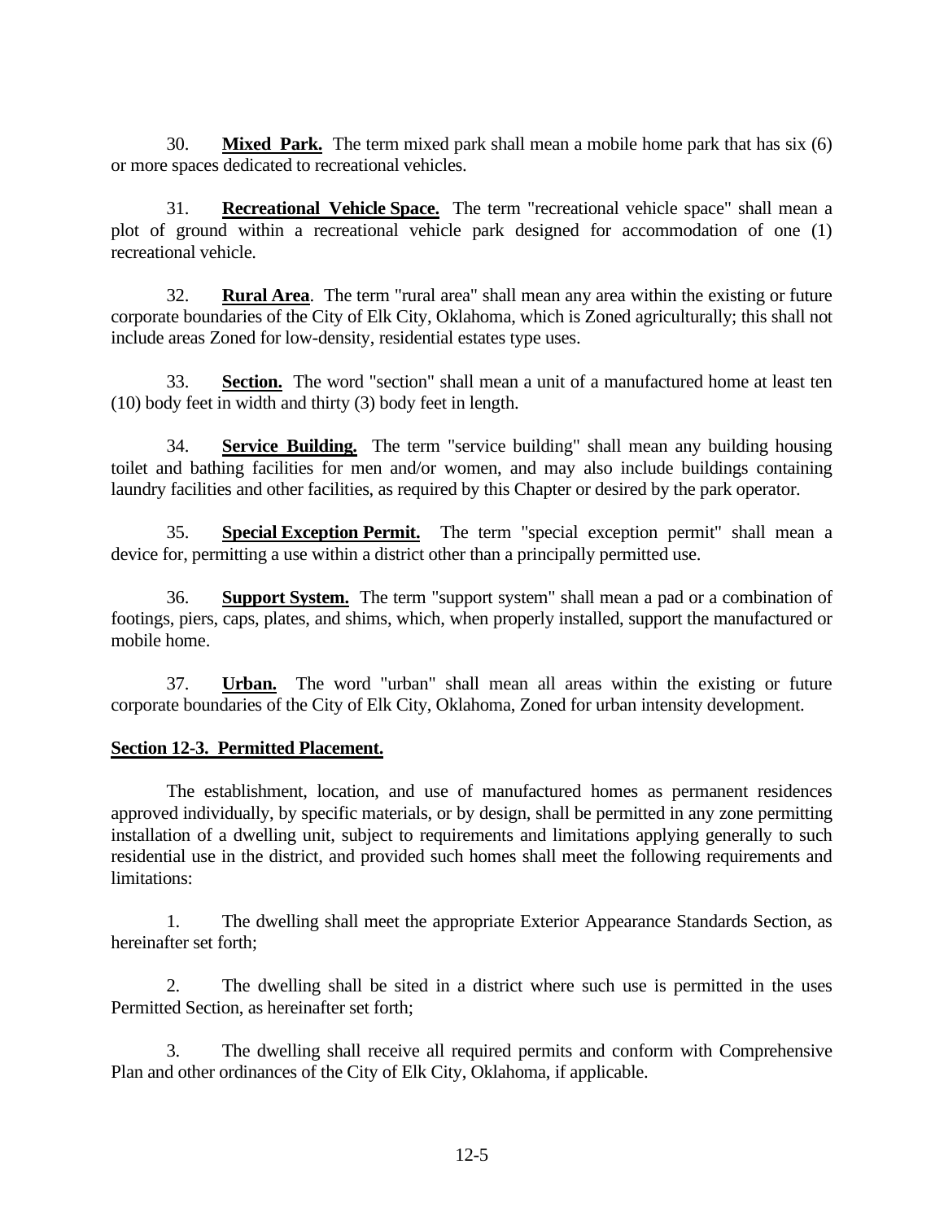30. **Mixed Park.** The term mixed park shall mean a mobile home park that has six (6) or more spaces dedicated to recreational vehicles.

31. **Recreational Vehicle Space.** The term "recreational vehicle space" shall mean a plot of ground within a recreational vehicle park designed for accommodation of one (1) recreational vehicle.

32. **Rural Area**. The term "rural area" shall mean any area within the existing or future corporate boundaries of the City of Elk City, Oklahoma, which is Zoned agriculturally; this shall not include areas Zoned for low-density, residential estates type uses.

33. **Section.** The word "section" shall mean a unit of a manufactured home at least ten (10) body feet in width and thirty (3) body feet in length.

34. **Service Building.** The term "service building" shall mean any building housing toilet and bathing facilities for men and/or women, and may also include buildings containing laundry facilities and other facilities, as required by this Chapter or desired by the park operator.

35. **Special Exception Permit.** The term "special exception permit" shall mean a device for, permitting a use within a district other than a principally permitted use.

36. **Support System.** The term "support system" shall mean a pad or a combination of footings, piers, caps, plates, and shims, which, when properly installed, support the manufactured or mobile home.

37. **Urban.** The word "urban" shall mean all areas within the existing or future corporate boundaries of the City of Elk City, Oklahoma, Zoned for urban intensity development.

## Section 12-3. Permitted Placement.

The establishment, location, and use of manufactured homes as permanent residences approved individually, by specific materials, or by design, shall be permitted in any zone permitting installation of a dwelling unit, subject to requirements and limitations applying generally to such residential use in the district, and provided such homes shall meet the following requirements and limitations:

1. The dwelling shall meet the appropriate Exterior Appearance Standards Section, as hereinafter set forth;

2. The dwelling shall be sited in a district where such use is permitted in the uses Permitted Section, as hereinafter set forth;

3. The dwelling shall receive all required permits and conform with Comprehensive Plan and other ordinances of the City of Elk City, Oklahoma, if applicable.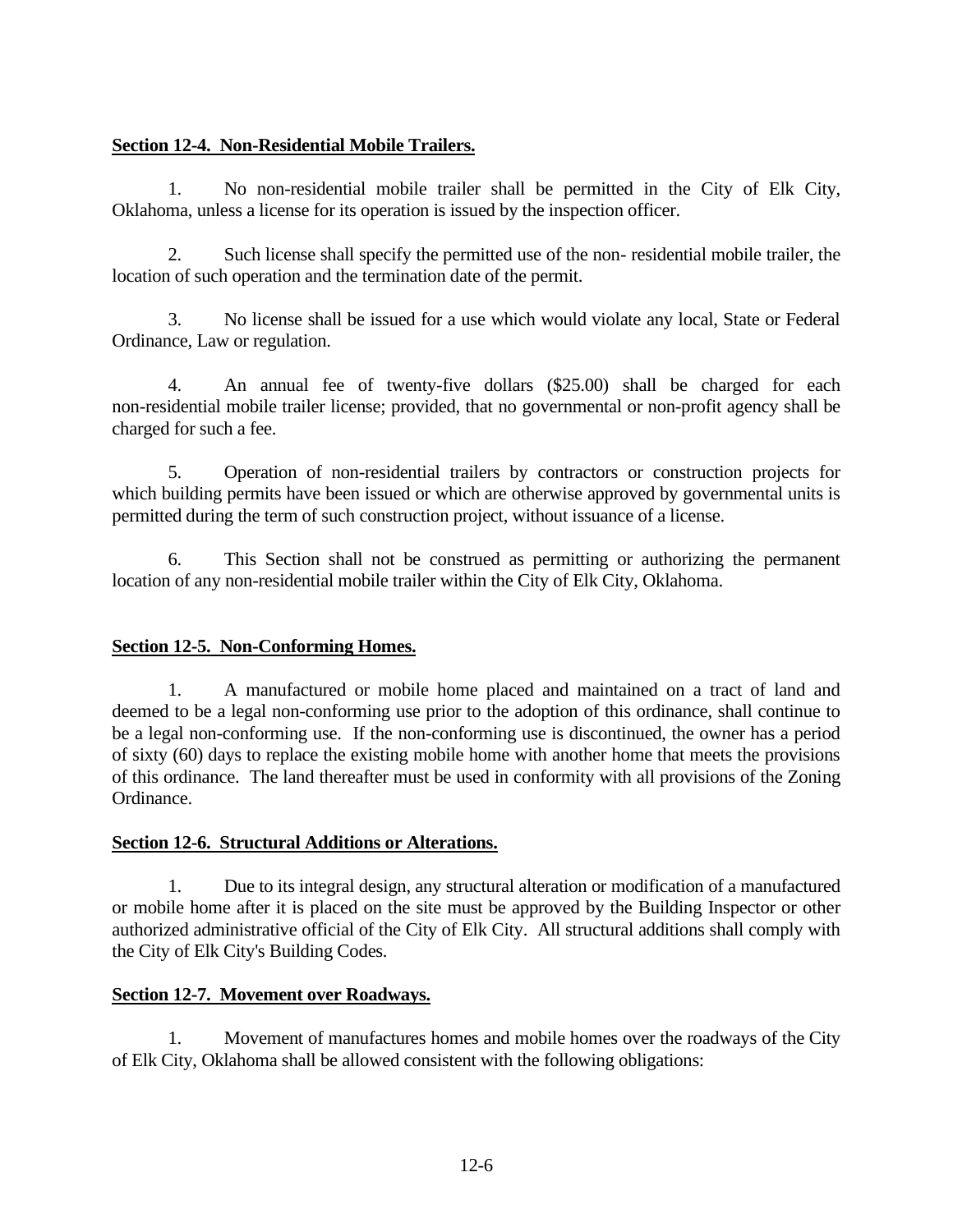**Section 12-4. Non-Residential Mobile Trailers.**

1. No non-residential mobile trailer shall be permitted in the City of Elk City, Oklahoma, unless a license for its operation is issued by the inspection officer.

2. Such license shall specify the permitted use of the non- residential mobile trailer, the location of such operation and the termination date of the permit.

3. No license shall be issued for a use which would violate any local, State or Federal Ordinance, Law or regulation.

4. An annual fee of twenty-five dollars ($25.00) shall be charged for each non-residential mobile trailer license; provided, that no governmental or non-profit agency shall be charged for such a fee.

5. Operation of non-residential trailers by contractors or construction projects for which building permits have been issued or which are otherwise approved by governmental units is permitted during the term of such construction project, without issuance of a license.

6. This Section shall not be construed as permitting or authorizing the permanent location of any non-residential mobile trailer within the City of Elk City, Oklahoma.

**Section 12-5. Non-Conforming Homes.**

1. A manufactured or mobile home placed and maintained on a tract of land and deemed to be a legal non-conforming use prior to the adoption of this ordinance, shall continue to be a legal non-conforming use. If the non-conforming use is discontinued, the owner has a period of sixty (60) days to replace the existing mobile home with another home that meets the provisions of this ordinance. The land thereafter must be used in conformity with all provisions of the Zoning Ordinance.

**Section 12-6. Structural Additions or Alterations.**

1. Due to its integral design, any structural alteration or modification of a manufactured or mobile home after it is placed on the site must be approved by the Building Inspector or other authorized administrative official of the City of Elk City. All structural additions shall comply with the City of Elk City's Building Codes.

**Section 12-7. Movement over Roadways.**

1. Movement of manufactures homes and mobile homes over the roadways of the City of Elk City, Oklahoma shall be allowed consistent with the following obligations: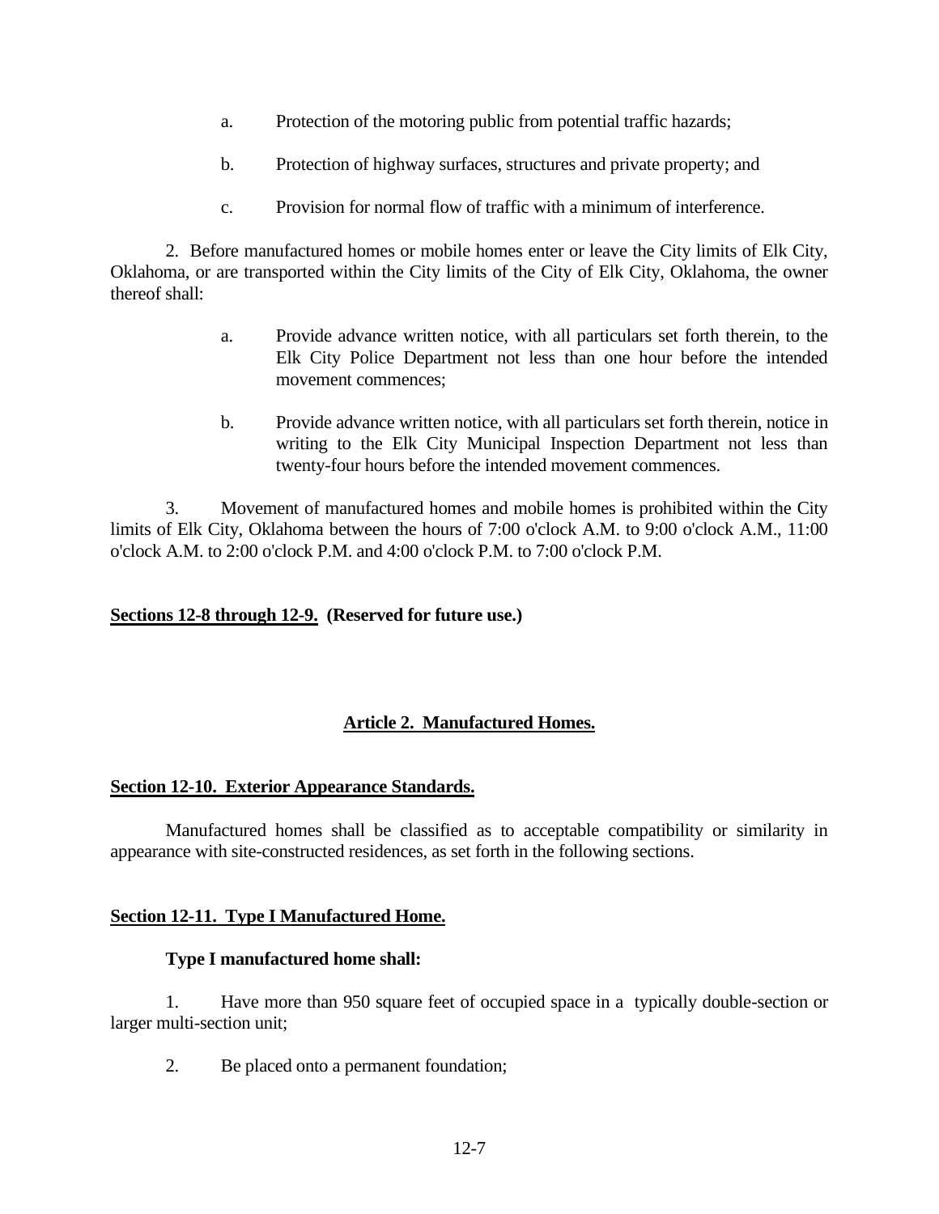a. Protection of the motoring public from potential traffic hazards;

b. Protection of highway surfaces, structures and private property; and

c. Provision for normal flow of traffic with a minimum of interference.

2. Before manufactured homes or mobile homes enter or leave the City limits of Elk City, Oklahoma, or are transported within the City limits of the City of Elk City, Oklahoma, the owner thereof shall:

a. Provide advance written notice, with all particulars set forth therein, to the Elk City Police Department not less than one hour before the intended movement commences;

b. Provide advance written notice, with all particulars set forth therein, notice in writing to the Elk City Municipal Inspection Department not less than twenty-four hours before the intended movement commences.

3. Movement of manufactured homes and mobile homes is prohibited within the City limits of Elk City, Oklahoma between the hours of 7:00 o'clock A.M. to 9:00 o'clock A.M., 11:00 o'clock A.M. to 2:00 o'clock P.M. and 4:00 o'clock P.M. to 7:00 o'clock P.M.

**Sections 12-8 through 12-9. (Reserved for future use.)**

## Article 2. Manufactured Homes.

### Section 12-10. Exterior Appearance Standards.

Manufactured homes shall be classified as to acceptable compatibility or similarity in appearance with site-constructed residences, as set forth in the following sections.

### Section 12-11. Type I Manufactured Home.

**Type I manufactured home shall:**

1. Have more than 950 square feet of occupied space in a typically double-section or larger multi-section unit;

2. Be placed onto a permanent foundation;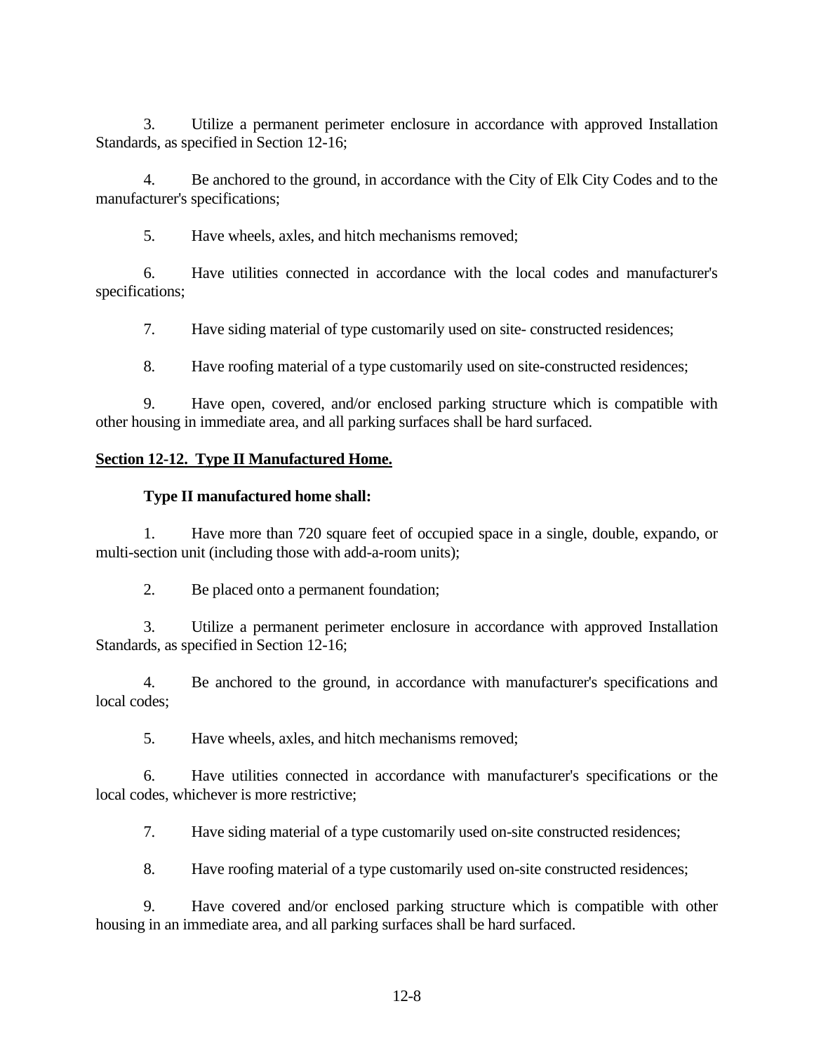3. Utilize a permanent perimeter enclosure in accordance with approved Installation Standards, as specified in Section 12-16;

4. Be anchored to the ground, in accordance with the City of Elk City Codes and to the manufacturer's specifications;

5. Have wheels, axles, and hitch mechanisms removed;

6. Have utilities connected in accordance with the local codes and manufacturer's specifications;

7. Have siding material of type customarily used on site- constructed residences;

8. Have roofing material of a type customarily used on site-constructed residences;

9. Have open, covered, and/or enclosed parking structure which is compatible with other housing in immediate area, and all parking surfaces shall be hard surfaced.

**<u>Section 12-12. Type II Manufactured Home.</u>**

**Type II manufactured home shall:**

1. Have more than 720 square feet of occupied space in a single, double, expando, or multi-section unit (including those with add-a-room units);

2. Be placed onto a permanent foundation;

3. Utilize a permanent perimeter enclosure in accordance with approved Installation Standards, as specified in Section 12-16;

4. Be anchored to the ground, in accordance with manufacturer's specifications and local codes;

5. Have wheels, axles, and hitch mechanisms removed;

6. Have utilities connected in accordance with manufacturer's specifications or the local codes, whichever is more restrictive;

7. Have siding material of a type customarily used on-site constructed residences;

8. Have roofing material of a type customarily used on-site constructed residences;

9. Have covered and/or enclosed parking structure which is compatible with other housing in an immediate area, and all parking surfaces shall be hard surfaced.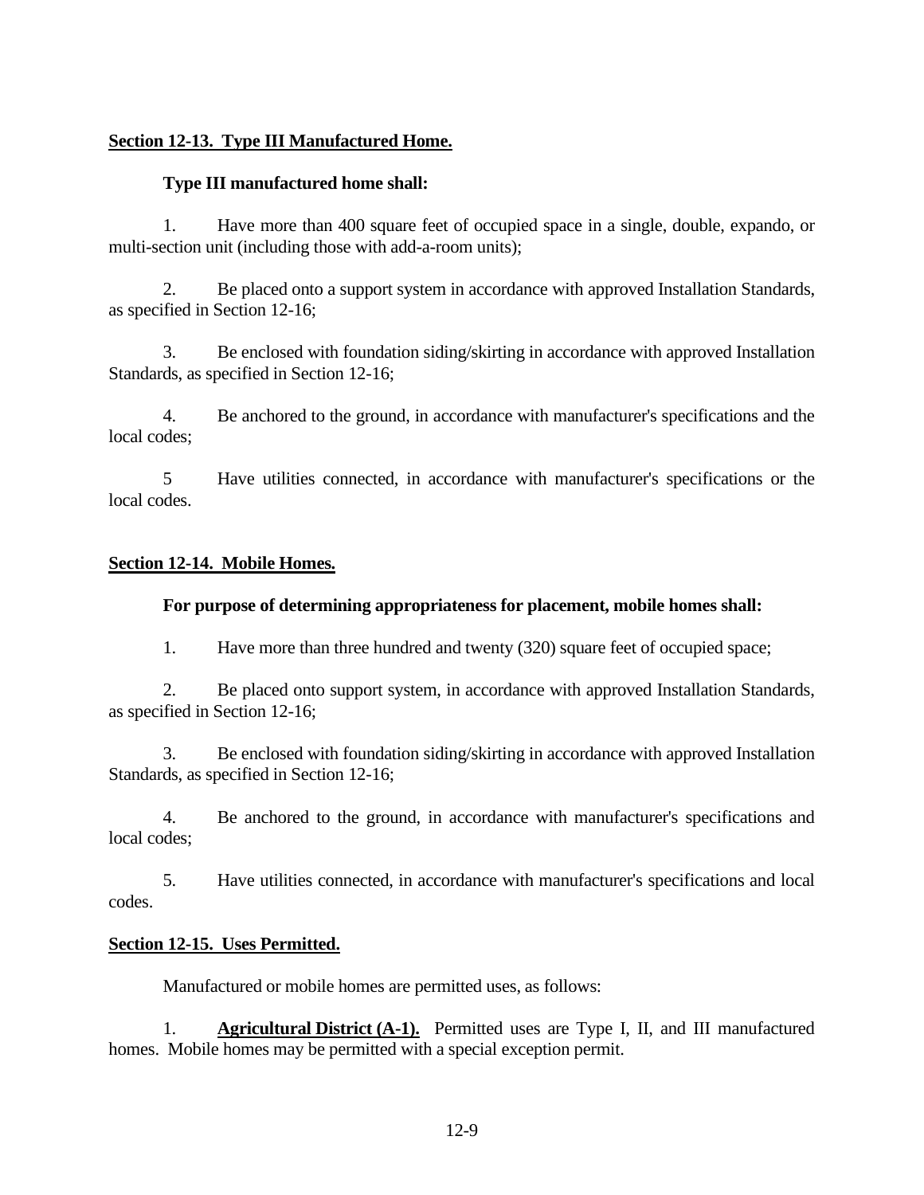**Section 12-13. Type III Manufactured Home.**

**Type III manufactured home shall:**

1. Have more than 400 square feet of occupied space in a single, double, expando, or multi-section unit (including those with add-a-room units);

2. Be placed onto a support system in accordance with approved Installation Standards, as specified in Section 12-16;

3. Be enclosed with foundation siding/skirting in accordance with approved Installation Standards, as specified in Section 12-16;

4. Be anchored to the ground, in accordance with manufacturer's specifications and the local codes;

5 Have utilities connected, in accordance with manufacturer's specifications or the local codes.

**Section 12-14. Mobile Homes.**

**For purpose of determining appropriateness for placement, mobile homes shall:**

1. Have more than three hundred and twenty (320) square feet of occupied space;

2. Be placed onto support system, in accordance with approved Installation Standards, as specified in Section 12-16;

3. Be enclosed with foundation siding/skirting in accordance with approved Installation Standards, as specified in Section 12-16;

4. Be anchored to the ground, in accordance with manufacturer's specifications and local codes;

5. Have utilities connected, in accordance with manufacturer's specifications and local codes.

**Section 12-15. Uses Permitted.**

Manufactured or mobile homes are permitted uses, as follows:

1. **Agricultural District (A-1).** Permitted uses are Type I, II, and III manufactured homes. Mobile homes may be permitted with a special exception permit.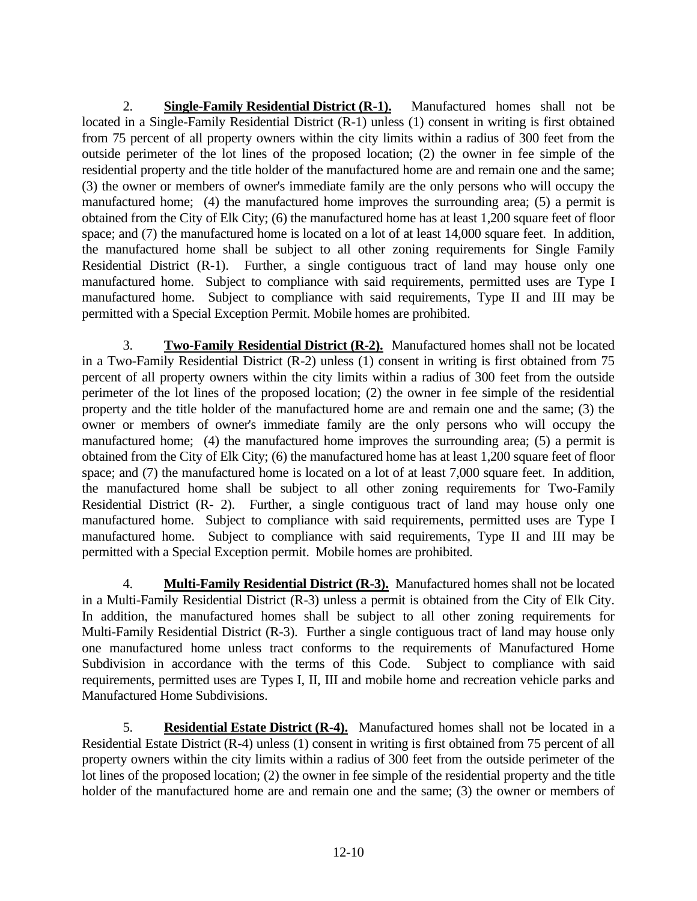2. **Single-Family Residential District (R-1).** Manufactured homes shall not be located in a Single-Family Residential District (R-1) unless (1) consent in writing is first obtained from 75 percent of all property owners within the city limits within a radius of 300 feet from the outside perimeter of the lot lines of the proposed location; (2) the owner in fee simple of the residential property and the title holder of the manufactured home are and remain one and the same; (3) the owner or members of owner's immediate family are the only persons who will occupy the manufactured home; (4) the manufactured home improves the surrounding area; (5) a permit is obtained from the City of Elk City; (6) the manufactured home has at least 1,200 square feet of floor space; and (7) the manufactured home is located on a lot of at least 14,000 square feet. In addition, the manufactured home shall be subject to all other zoning requirements for Single Family Residential District (R-1). Further, a single contiguous tract of land may house only one manufactured home. Subject to compliance with said requirements, permitted uses are Type I manufactured home. Subject to compliance with said requirements, Type II and III may be permitted with a Special Exception Permit. Mobile homes are prohibited.

3. **Two-Family Residential District (R-2).** Manufactured homes shall not be located in a Two-Family Residential District (R-2) unless (1) consent in writing is first obtained from 75 percent of all property owners within the city limits within a radius of 300 feet from the outside perimeter of the lot lines of the proposed location; (2) the owner in fee simple of the residential property and the title holder of the manufactured home are and remain one and the same; (3) the owner or members of owner's immediate family are the only persons who will occupy the manufactured home; (4) the manufactured home improves the surrounding area; (5) a permit is obtained from the City of Elk City; (6) the manufactured home has at least 1,200 square feet of floor space; and (7) the manufactured home is located on a lot of at least 7,000 square feet. In addition, the manufactured home shall be subject to all other zoning requirements for Two-Family Residential District (R- 2). Further, a single contiguous tract of land may house only one manufactured home. Subject to compliance with said requirements, permitted uses are Type I manufactured home. Subject to compliance with said requirements, Type II and III may be permitted with a Special Exception permit. Mobile homes are prohibited.

4. **Multi-Family Residential District (R-3).** Manufactured homes shall not be located in a Multi-Family Residential District (R-3) unless a permit is obtained from the City of Elk City. In addition, the manufactured homes shall be subject to all other zoning requirements for Multi-Family Residential District (R-3). Further a single contiguous tract of land may house only one manufactured home unless tract conforms to the requirements of Manufactured Home Subdivision in accordance with the terms of this Code. Subject to compliance with said requirements, permitted uses are Types I, II, III and mobile home and recreation vehicle parks and Manufactured Home Subdivisions.

5. **Residential Estate District (R-4).** Manufactured homes shall not be located in a Residential Estate District (R-4) unless (1) consent in writing is first obtained from 75 percent of all property owners within the city limits within a radius of 300 feet from the outside perimeter of the lot lines of the proposed location; (2) the owner in fee simple of the residential property and the title holder of the manufactured home are and remain one and the same; (3) the owner or members of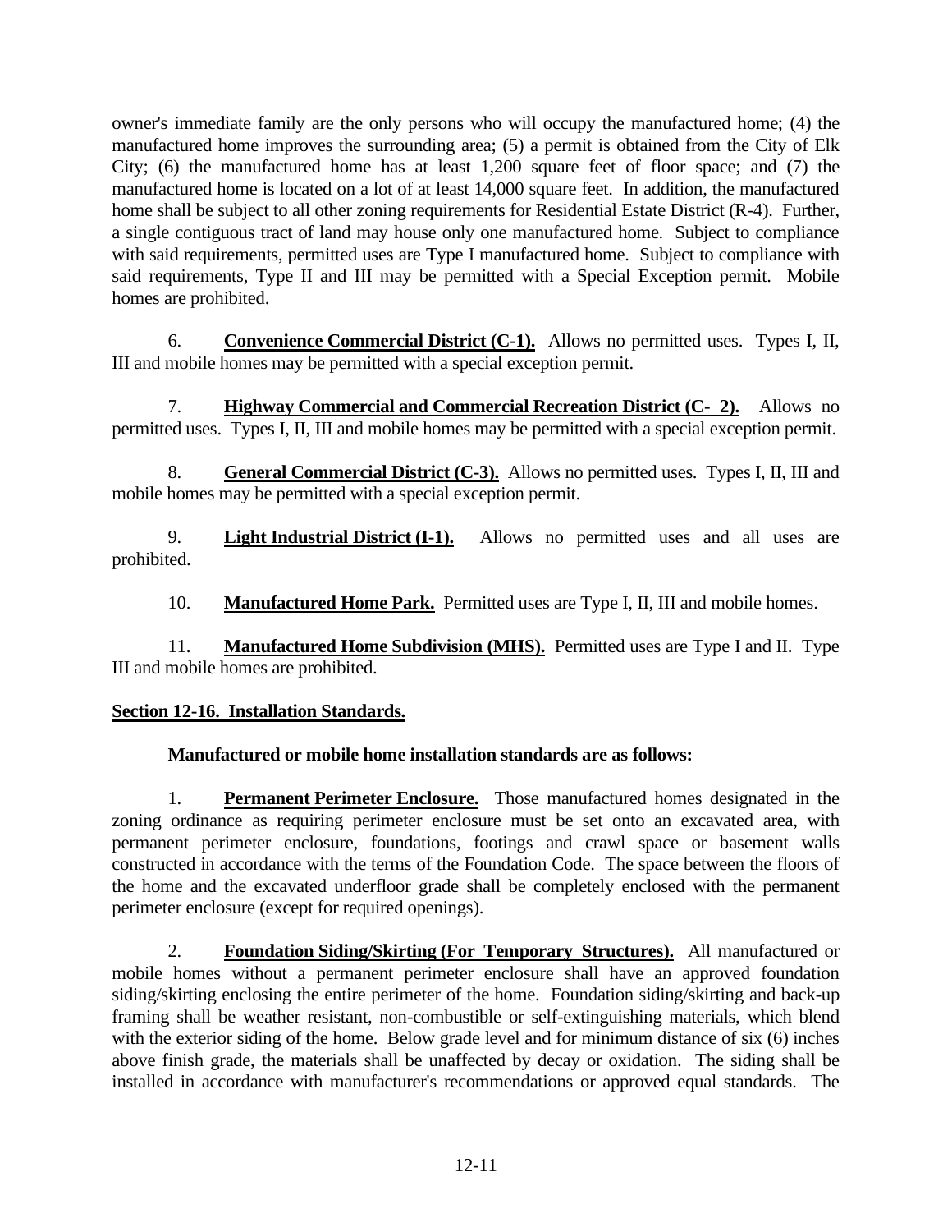owner's immediate family are the only persons who will occupy the manufactured home; (4) the manufactured home improves the surrounding area; (5) a permit is obtained from the City of Elk City; (6) the manufactured home has at least 1,200 square feet of floor space; and (7) the manufactured home is located on a lot of at least 14,000 square feet. In addition, the manufactured home shall be subject to all other zoning requirements for Residential Estate District (R-4). Further, a single contiguous tract of land may house only one manufactured home. Subject to compliance with said requirements, permitted uses are Type I manufactured home. Subject to compliance with said requirements, Type II and III may be permitted with a Special Exception permit. Mobile homes are prohibited.

6. **Convenience Commercial District (C-1).** Allows no permitted uses. Types I, II, III and mobile homes may be permitted with a special exception permit.

7. **Highway Commercial and Commercial Recreation District (C- 2).** Allows no permitted uses. Types I, II, III and mobile homes may be permitted with a special exception permit.

8. **General Commercial District (C-3).** Allows no permitted uses. Types I, II, III and mobile homes may be permitted with a special exception permit.

9. **Light Industrial District (I-1).** Allows no permitted uses and all uses are prohibited.

10. **Manufactured Home Park.** Permitted uses are Type I, II, III and mobile homes.

11. **Manufactured Home Subdivision (MHS).** Permitted uses are Type I and II. Type III and mobile homes are prohibited.

**Section 12-16. Installation Standards.**

**Manufactured or mobile home installation standards are as follows:**

1. **Permanent Perimeter Enclosure.** Those manufactured homes designated in the zoning ordinance as requiring perimeter enclosure must be set onto an excavated area, with permanent perimeter enclosure, foundations, footings and crawl space or basement walls constructed in accordance with the terms of the Foundation Code. The space between the floors of the home and the excavated underfloor grade shall be completely enclosed with the permanent perimeter enclosure (except for required openings).

2. **Foundation Siding/Skirting (For Temporary Structures).** All manufactured or mobile homes without a permanent perimeter enclosure shall have an approved foundation siding/skirting enclosing the entire perimeter of the home. Foundation siding/skirting and back-up framing shall be weather resistant, non-combustible or self-extinguishing materials, which blend with the exterior siding of the home. Below grade level and for minimum distance of six (6) inches above finish grade, the materials shall be unaffected by decay or oxidation. The siding shall be installed in accordance with manufacturer's recommendations or approved equal standards. The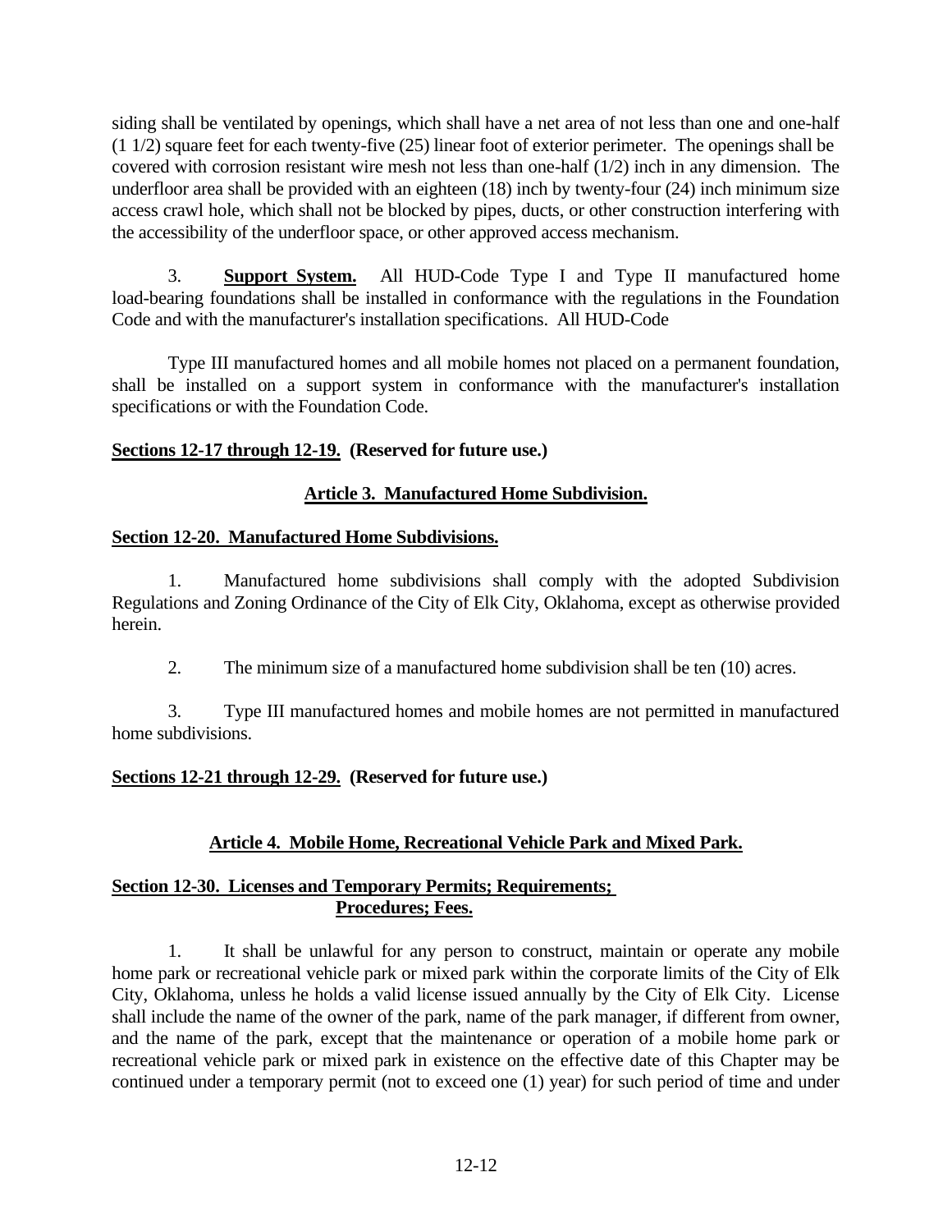siding shall be ventilated by openings, which shall have a net area of not less than one and one-half (1 1/2) square feet for each twenty-five (25) linear foot of exterior perimeter. The openings shall be covered with corrosion resistant wire mesh not less than one-half (1/2) inch in any dimension. The underfloor area shall be provided with an eighteen (18) inch by twenty-four (24) inch minimum size access crawl hole, which shall not be blocked by pipes, ducts, or other construction interfering with the accessibility of the underfloor space, or other approved access mechanism.

3. **Support System.** All HUD-Code Type I and Type II manufactured home load-bearing foundations shall be installed in conformance with the regulations in the Foundation Code and with the manufacturer's installation specifications. All HUD-Code

Type III manufactured homes and all mobile homes not placed on a permanent foundation, shall be installed on a support system in conformance with the manufacturer's installation specifications or with the Foundation Code.

**Sections 12-17 through 12-19. (Reserved for future use.)**

## Article 3. Manufactured Home Subdivision.

### Section 12-20. Manufactured Home Subdivisions.

1. Manufactured home subdivisions shall comply with the adopted Subdivision Regulations and Zoning Ordinance of the City of Elk City, Oklahoma, except as otherwise provided herein.

2. The minimum size of a manufactured home subdivision shall be ten (10) acres.

3. Type III manufactured homes and mobile homes are not permitted in manufactured home subdivisions.

**Sections 12-21 through 12-29. (Reserved for future use.)**

## Article 4. Mobile Home, Recreational Vehicle Park and Mixed Park.

### Section 12-30. Licenses and Temporary Permits; Requirements; Procedures; Fees.

1. It shall be unlawful for any person to construct, maintain or operate any mobile home park or recreational vehicle park or mixed park within the corporate limits of the City of Elk City, Oklahoma, unless he holds a valid license issued annually by the City of Elk City. License shall include the name of the owner of the park, name of the park manager, if different from owner, and the name of the park, except that the maintenance or operation of a mobile home park or recreational vehicle park or mixed park in existence on the effective date of this Chapter may be continued under a temporary permit (not to exceed one (1) year) for such period of time and under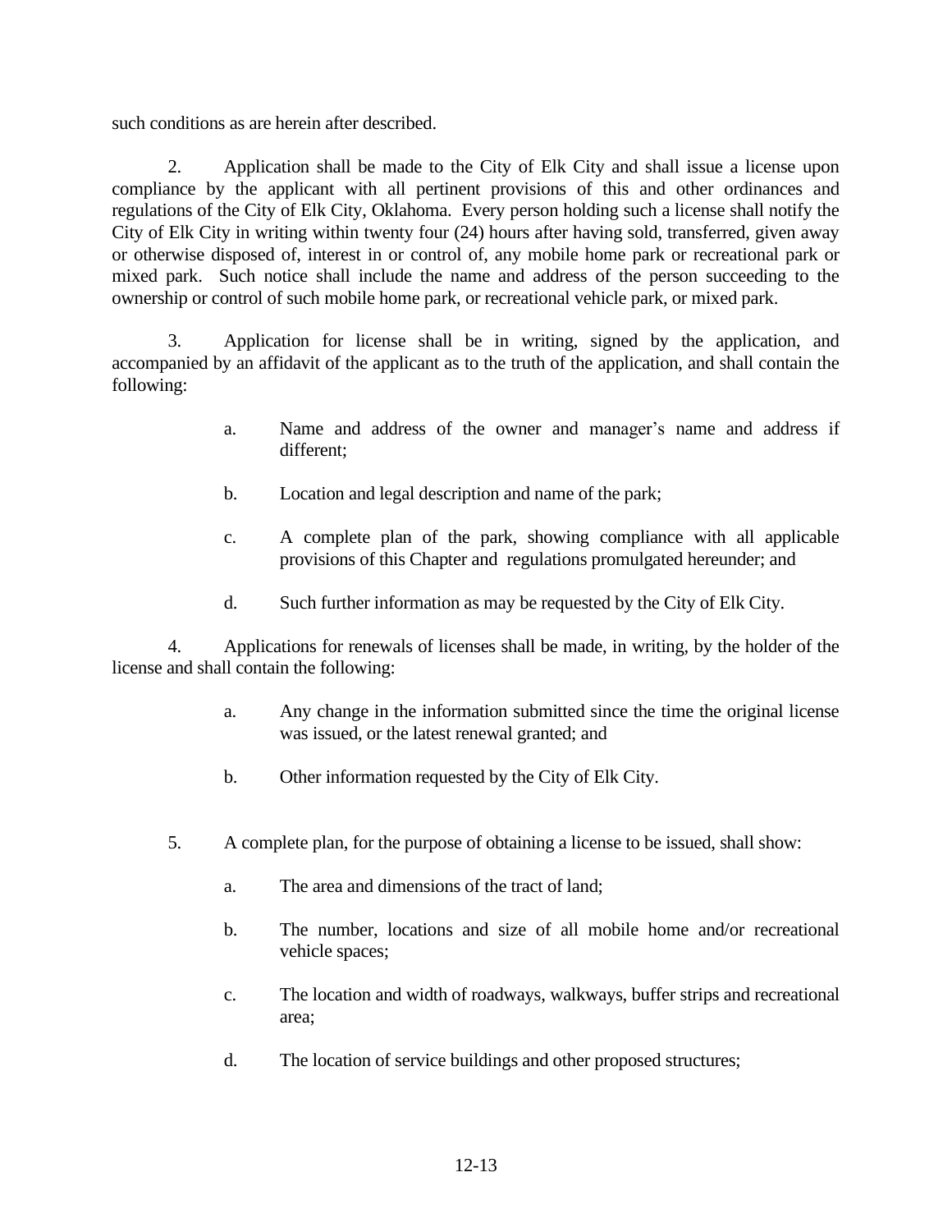such conditions as are herein after described.

2. Application shall be made to the City of Elk City and shall issue a license upon compliance by the applicant with all pertinent provisions of this and other ordinances and regulations of the City of Elk City, Oklahoma. Every person holding such a license shall notify the City of Elk City in writing within twenty four (24) hours after having sold, transferred, given away or otherwise disposed of, interest in or control of, any mobile home park or recreational park or mixed park. Such notice shall include the name and address of the person succeeding to the ownership or control of such mobile home park, or recreational vehicle park, or mixed park.

3. Application for license shall be in writing, signed by the application, and accompanied by an affidavit of the applicant as to the truth of the application, and shall contain the following:

   a. Name and address of the owner and manager's name and address if different;

   b. Location and legal description and name of the park;

   c. A complete plan of the park, showing compliance with all applicable provisions of this Chapter and regulations promulgated hereunder; and

   d. Such further information as may be requested by the City of Elk City.

4. Applications for renewals of licenses shall be made, in writing, by the holder of the license and shall contain the following:

   a. Any change in the information submitted since the time the original license was issued, or the latest renewal granted; and

   b. Other information requested by the City of Elk City.

5. A complete plan, for the purpose of obtaining a license to be issued, shall show:

   a. The area and dimensions of the tract of land;

   b. The number, locations and size of all mobile home and/or recreational vehicle spaces;

   c. The location and width of roadways, walkways, buffer strips and recreational area;

   d. The location of service buildings and other proposed structures;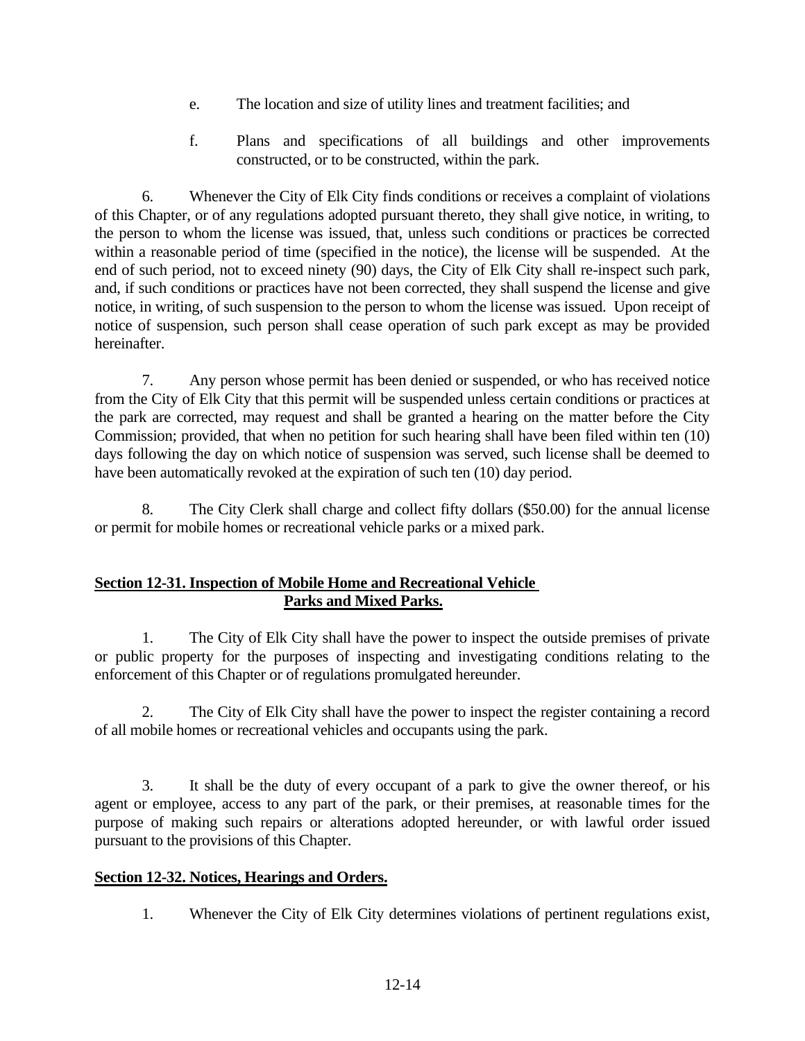e. The location and size of utility lines and treatment facilities; and

f. Plans and specifications of all buildings and other improvements constructed, or to be constructed, within the park.

6. Whenever the City of Elk City finds conditions or receives a complaint of violations of this Chapter, or of any regulations adopted pursuant thereto, they shall give notice, in writing, to the person to whom the license was issued, that, unless such conditions or practices be corrected within a reasonable period of time (specified in the notice), the license will be suspended. At the end of such period, not to exceed ninety (90) days, the City of Elk City shall re-inspect such park, and, if such conditions or practices have not been corrected, they shall suspend the license and give notice, in writing, of such suspension to the person to whom the license was issued. Upon receipt of notice of suspension, such person shall cease operation of such park except as may be provided hereinafter.

7. Any person whose permit has been denied or suspended, or who has received notice from the City of Elk City that this permit will be suspended unless certain conditions or practices at the park are corrected, may request and shall be granted a hearing on the matter before the City Commission; provided, that when no petition for such hearing shall have been filed within ten (10) days following the day on which notice of suspension was served, such license shall be deemed to have been automatically revoked at the expiration of such ten (10) day period.

8. The City Clerk shall charge and collect fifty dollars ($50.00) for the annual license or permit for mobile homes or recreational vehicle parks or a mixed park.

## **Section 12-31. Inspection of Mobile Home and Recreational Vehicle Parks and Mixed Parks.**

1. The City of Elk City shall have the power to inspect the outside premises of private or public property for the purposes of inspecting and investigating conditions relating to the enforcement of this Chapter or of regulations promulgated hereunder.

2. The City of Elk City shall have the power to inspect the register containing a record of all mobile homes or recreational vehicles and occupants using the park.

3. It shall be the duty of every occupant of a park to give the owner thereof, or his agent or employee, access to any part of the park, or their premises, at reasonable times for the purpose of making such repairs or alterations adopted hereunder, or with lawful order issued pursuant to the provisions of this Chapter.

## **Section 12-32. Notices, Hearings and Orders.**

1. Whenever the City of Elk City determines violations of pertinent regulations exist,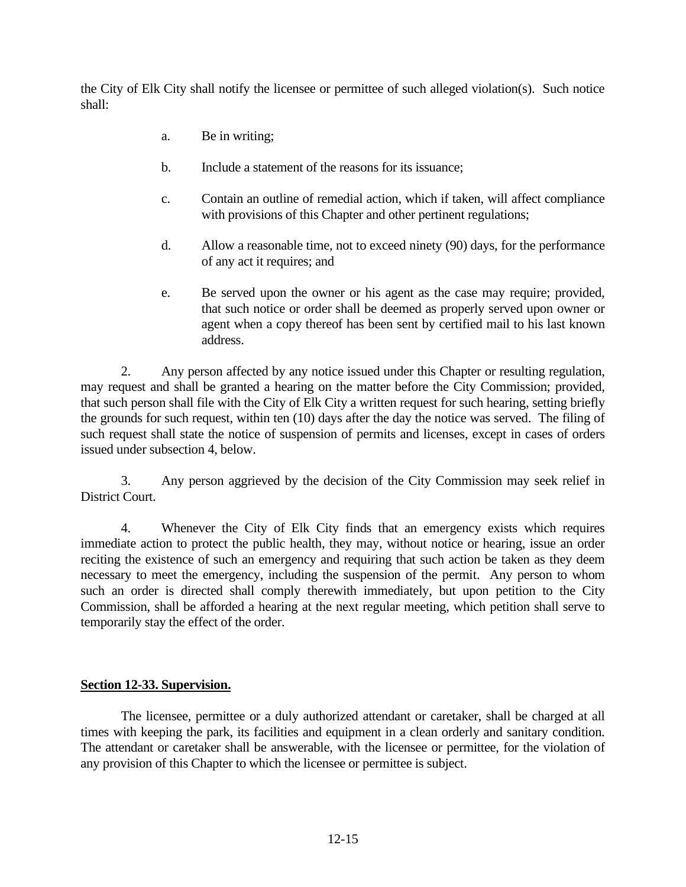the City of Elk City shall notify the licensee or permittee of such alleged violation(s). Such notice shall:

a. Be in writing;

b. Include a statement of the reasons for its issuance;

c. Contain an outline of remedial action, which if taken, will affect compliance with provisions of this Chapter and other pertinent regulations;

d. Allow a reasonable time, not to exceed ninety (90) days, for the performance of any act it requires; and

e. Be served upon the owner or his agent as the case may require; provided, that such notice or order shall be deemed as properly served upon owner or agent when a copy thereof has been sent by certified mail to his last known address.

2. Any person affected by any notice issued under this Chapter or resulting regulation, may request and shall be granted a hearing on the matter before the City Commission; provided, that such person shall file with the City of Elk City a written request for such hearing, setting briefly the grounds for such request, within ten (10) days after the day the notice was served. The filing of such request shall state the notice of suspension of permits and licenses, except in cases of orders issued under subsection 4, below.

3. Any person aggrieved by the decision of the City Commission may seek relief in District Court.

4. Whenever the City of Elk City finds that an emergency exists which requires immediate action to protect the public health, they may, without notice or hearing, issue an order reciting the existence of such an emergency and requiring that such action be taken as they deem necessary to meet the emergency, including the suspension of the permit. Any person to whom such an order is directed shall comply therewith immediately, but upon petition to the City Commission, shall be afforded a hearing at the next regular meeting, which petition shall serve to temporarily stay the effect of the order.

**Section 12-33. Supervision.**

The licensee, permittee or a duly authorized attendant or caretaker, shall be charged at all times with keeping the park, its facilities and equipment in a clean orderly and sanitary condition. The attendant or caretaker shall be answerable, with the licensee or permittee, for the violation of any provision of this Chapter to which the licensee or permittee is subject.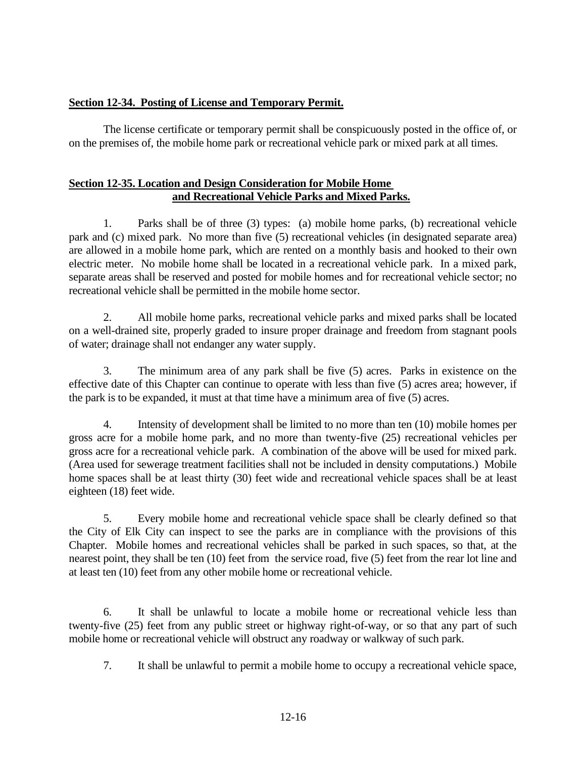**Section 12-34. Posting of License and Temporary Permit.**

The license certificate or temporary permit shall be conspicuously posted in the office of, or on the premises of, the mobile home park or recreational vehicle park or mixed park at all times.

**Section 12-35. Location and Design Consideration for Mobile Home and Recreational Vehicle Parks and Mixed Parks.**

1. Parks shall be of three (3) types: (a) mobile home parks, (b) recreational vehicle park and (c) mixed park. No more than five (5) recreational vehicles (in designated separate area) are allowed in a mobile home park, which are rented on a monthly basis and hooked to their own electric meter. No mobile home shall be located in a recreational vehicle park. In a mixed park, separate areas shall be reserved and posted for mobile homes and for recreational vehicle sector; no recreational vehicle shall be permitted in the mobile home sector.

2. All mobile home parks, recreational vehicle parks and mixed parks shall be located on a well-drained site, properly graded to insure proper drainage and freedom from stagnant pools of water; drainage shall not endanger any water supply.

3. The minimum area of any park shall be five (5) acres. Parks in existence on the effective date of this Chapter can continue to operate with less than five (5) acres area; however, if the park is to be expanded, it must at that time have a minimum area of five (5) acres.

4. Intensity of development shall be limited to no more than ten (10) mobile homes per gross acre for a mobile home park, and no more than twenty-five (25) recreational vehicles per gross acre for a recreational vehicle park. A combination of the above will be used for mixed park. (Area used for sewerage treatment facilities shall not be included in density computations.) Mobile home spaces shall be at least thirty (30) feet wide and recreational vehicle spaces shall be at least eighteen (18) feet wide.

5. Every mobile home and recreational vehicle space shall be clearly defined so that the City of Elk City can inspect to see the parks are in compliance with the provisions of this Chapter. Mobile homes and recreational vehicles shall be parked in such spaces, so that, at the nearest point, they shall be ten (10) feet from the service road, five (5) feet from the rear lot line and at least ten (10) feet from any other mobile home or recreational vehicle.

6. It shall be unlawful to locate a mobile home or recreational vehicle less than twenty-five (25) feet from any public street or highway right-of-way, or so that any part of such mobile home or recreational vehicle will obstruct any roadway or walkway of such park.

7. It shall be unlawful to permit a mobile home to occupy a recreational vehicle space,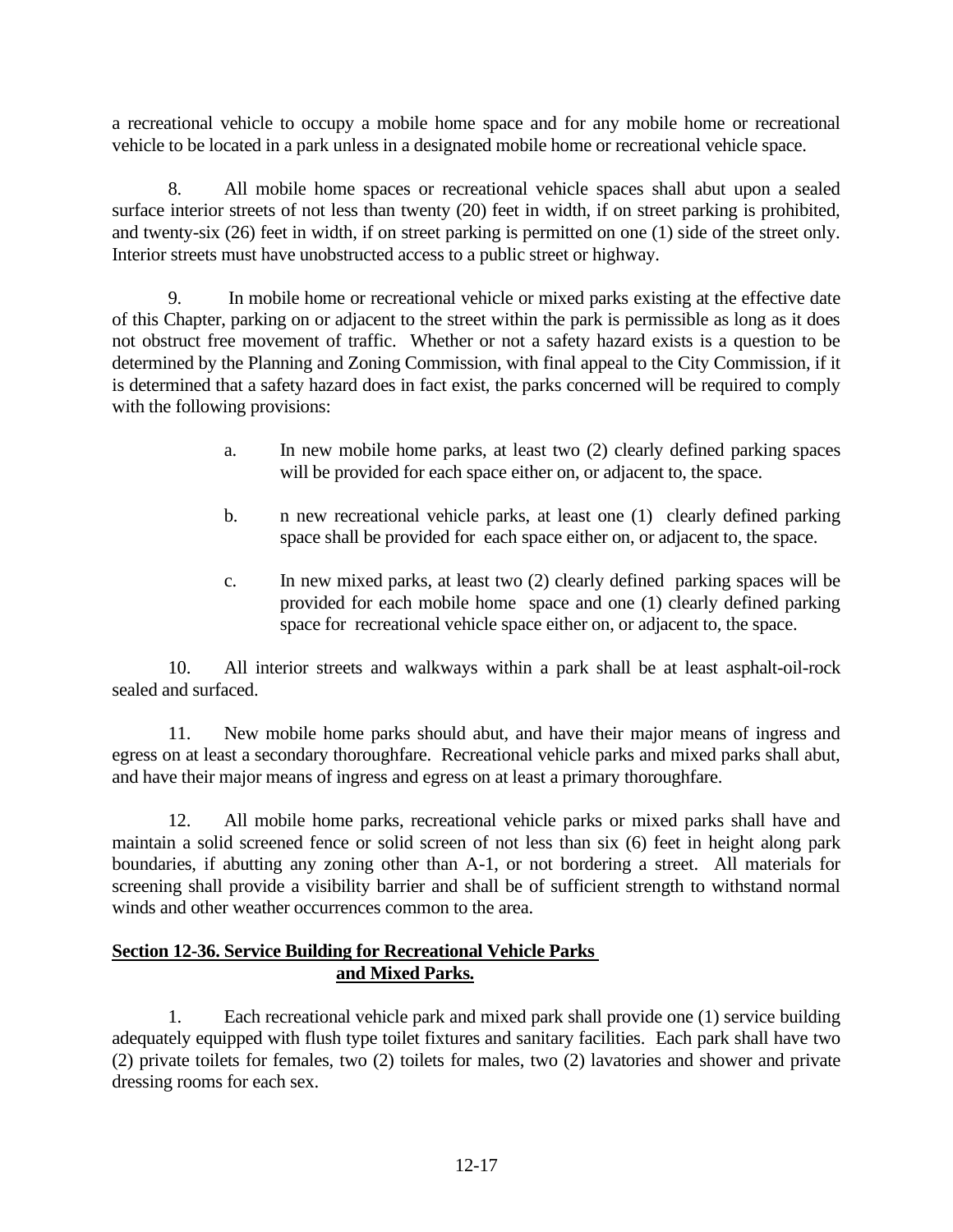a recreational vehicle to occupy a mobile home space and for any mobile home or recreational vehicle to be located in a park unless in a designated mobile home or recreational vehicle space.

8. All mobile home spaces or recreational vehicle spaces shall abut upon a sealed surface interior streets of not less than twenty (20) feet in width, if on street parking is prohibited, and twenty-six (26) feet in width, if on street parking is permitted on one (1) side of the street only. Interior streets must have unobstructed access to a public street or highway.

9. In mobile home or recreational vehicle or mixed parks existing at the effective date of this Chapter, parking on or adjacent to the street within the park is permissible as long as it does not obstruct free movement of traffic. Whether or not a safety hazard exists is a question to be determined by the Planning and Zoning Commission, with final appeal to the City Commission, if it is determined that a safety hazard does in fact exist, the parks concerned will be required to comply with the following provisions:

a. In new mobile home parks, at least two (2) clearly defined parking spaces will be provided for each space either on, or adjacent to, the space.

b. n new recreational vehicle parks, at least one (1) clearly defined parking space shall be provided for each space either on, or adjacent to, the space.

c. In new mixed parks, at least two (2) clearly defined parking spaces will be provided for each mobile home space and one (1) clearly defined parking space for recreational vehicle space either on, or adjacent to, the space.

10. All interior streets and walkways within a park shall be at least asphalt-oil-rock sealed and surfaced.

11. New mobile home parks should abut, and have their major means of ingress and egress on at least a secondary thoroughfare. Recreational vehicle parks and mixed parks shall abut, and have their major means of ingress and egress on at least a primary thoroughfare.

12. All mobile home parks, recreational vehicle parks or mixed parks shall have and maintain a solid screened fence or solid screen of not less than six (6) feet in height along park boundaries, if abutting any zoning other than A-1, or not bordering a street. All materials for screening shall provide a visibility barrier and shall be of sufficient strength to withstand normal winds and other weather occurrences common to the area.

## Section 12-36. Service Building for Recreational Vehicle Parks and Mixed Parks.

1. Each recreational vehicle park and mixed park shall provide one (1) service building adequately equipped with flush type toilet fixtures and sanitary facilities. Each park shall have two (2) private toilets for females, two (2) toilets for males, two (2) lavatories and shower and private dressing rooms for each sex.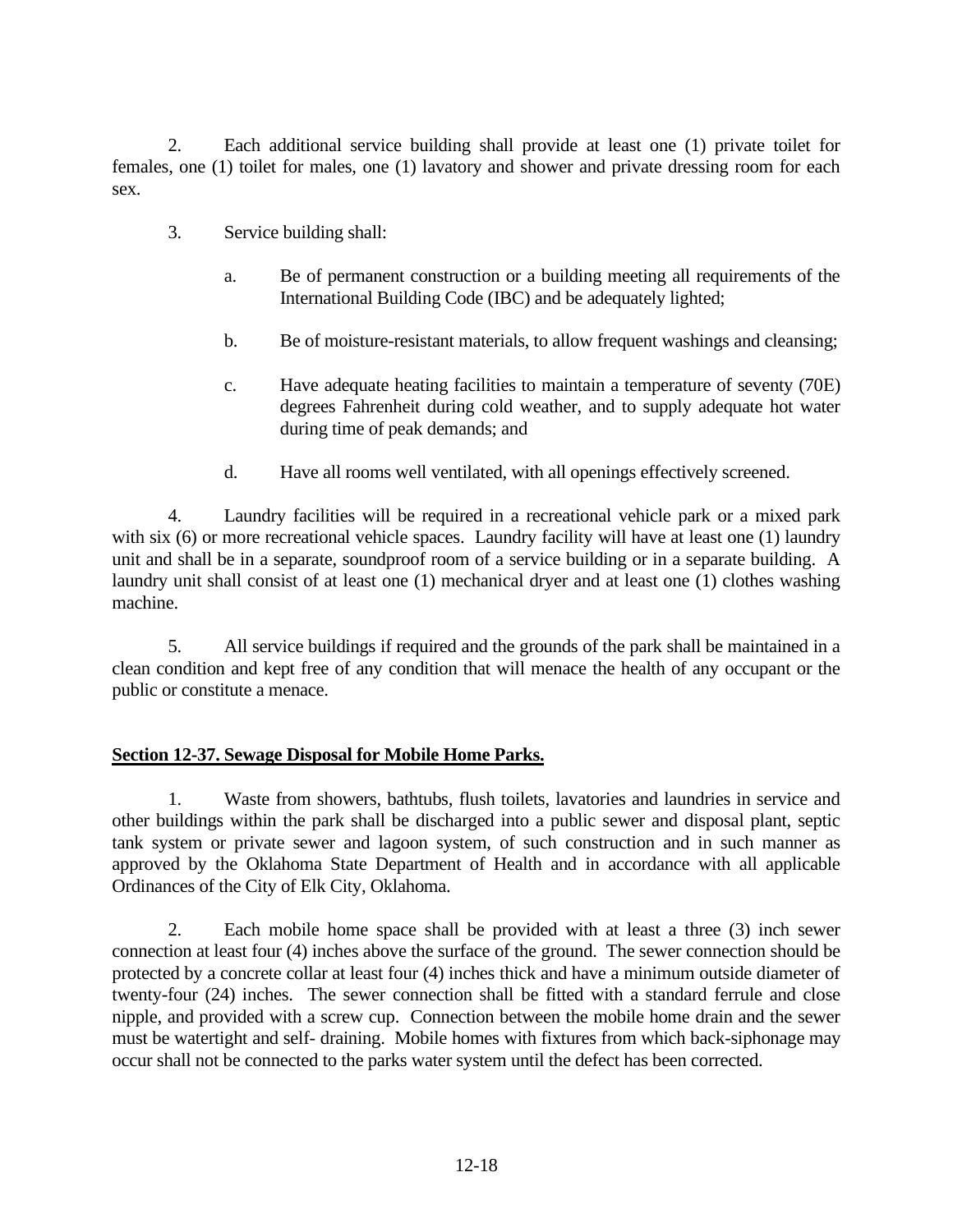2. Each additional service building shall provide at least one (1) private toilet for females, one (1) toilet for males, one (1) lavatory and shower and private dressing room for each sex.

3. Service building shall:

   a. Be of permanent construction or a building meeting all requirements of the International Building Code (IBC) and be adequately lighted;

   b. Be of moisture-resistant materials, to allow frequent washings and cleansing;

   c. Have adequate heating facilities to maintain a temperature of seventy (70E) degrees Fahrenheit during cold weather, and to supply adequate hot water during time of peak demands; and

   d. Have all rooms well ventilated, with all openings effectively screened.

4. Laundry facilities will be required in a recreational vehicle park or a mixed park with six (6) or more recreational vehicle spaces. Laundry facility will have at least one (1) laundry unit and shall be in a separate, soundproof room of a service building or in a separate building. A laundry unit shall consist of at least one (1) mechanical dryer and at least one (1) clothes washing machine.

5. All service buildings if required and the grounds of the park shall be maintained in a clean condition and kept free of any condition that will menace the health of any occupant or the public or constitute a menace.

**Section 12-37. Sewage Disposal for Mobile Home Parks.**

1. Waste from showers, bathtubs, flush toilets, lavatories and laundries in service and other buildings within the park shall be discharged into a public sewer and disposal plant, septic tank system or private sewer and lagoon system, of such construction and in such manner as approved by the Oklahoma State Department of Health and in accordance with all applicable Ordinances of the City of Elk City, Oklahoma.

2. Each mobile home space shall be provided with at least a three (3) inch sewer connection at least four (4) inches above the surface of the ground. The sewer connection should be protected by a concrete collar at least four (4) inches thick and have a minimum outside diameter of twenty-four (24) inches. The sewer connection shall be fitted with a standard ferrule and close nipple, and provided with a screw cup. Connection between the mobile home drain and the sewer must be watertight and self- draining. Mobile homes with fixtures from which back-siphonage may occur shall not be connected to the parks water system until the defect has been corrected.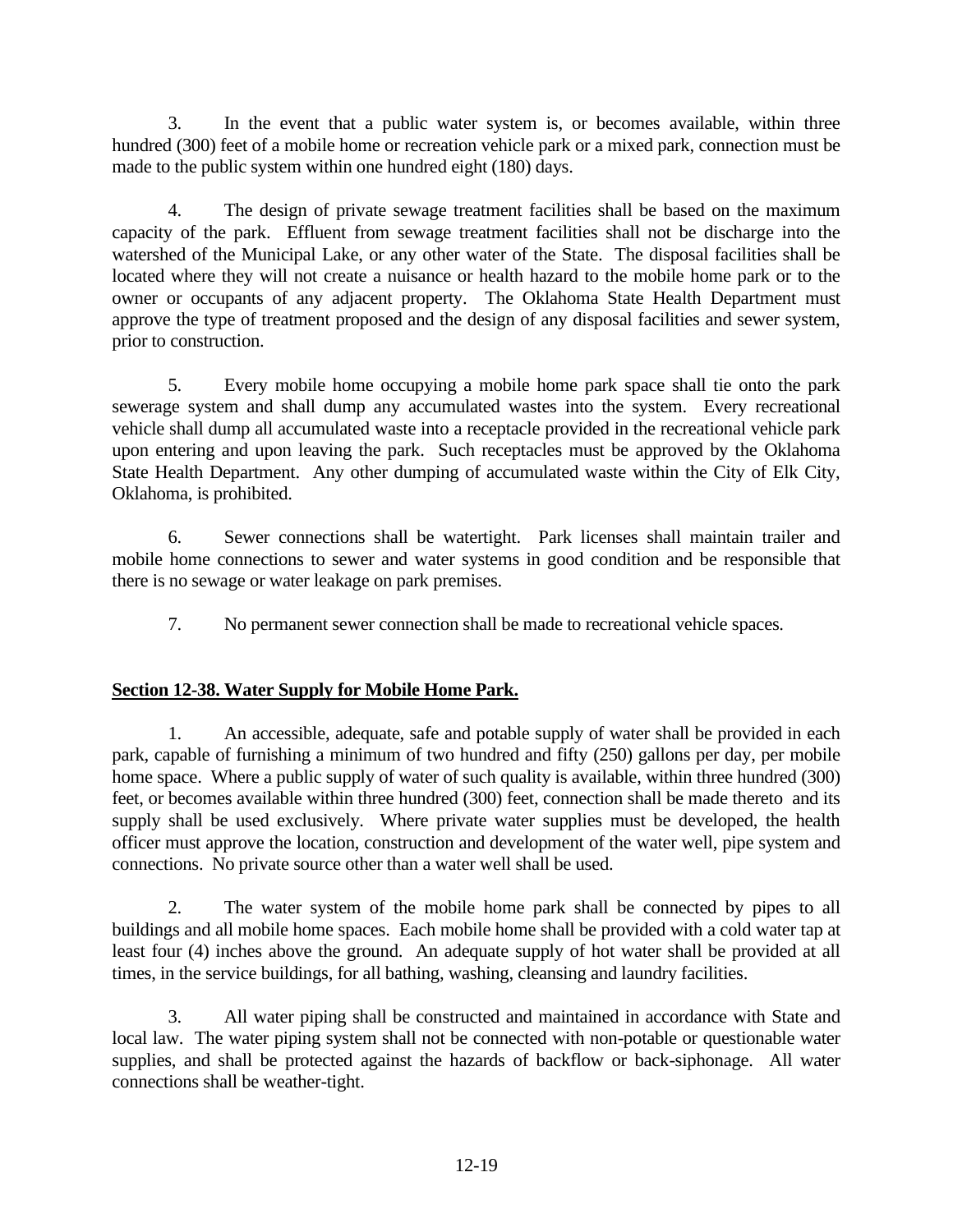3. In the event that a public water system is, or becomes available, within three hundred (300) feet of a mobile home or recreation vehicle park or a mixed park, connection must be made to the public system within one hundred eight (180) days.

4. The design of private sewage treatment facilities shall be based on the maximum capacity of the park. Effluent from sewage treatment facilities shall not be discharge into the watershed of the Municipal Lake, or any other water of the State. The disposal facilities shall be located where they will not create a nuisance or health hazard to the mobile home park or to the owner or occupants of any adjacent property. The Oklahoma State Health Department must approve the type of treatment proposed and the design of any disposal facilities and sewer system, prior to construction.

5. Every mobile home occupying a mobile home park space shall tie onto the park sewerage system and shall dump any accumulated wastes into the system. Every recreational vehicle shall dump all accumulated waste into a receptacle provided in the recreational vehicle park upon entering and upon leaving the park. Such receptacles must be approved by the Oklahoma State Health Department. Any other dumping of accumulated waste within the City of Elk City, Oklahoma, is prohibited.

6. Sewer connections shall be watertight. Park licenses shall maintain trailer and mobile home connections to sewer and water systems in good condition and be responsible that there is no sewage or water leakage on park premises.

7. No permanent sewer connection shall be made to recreational vehicle spaces.

**Section 12-38. Water Supply for Mobile Home Park.**

1. An accessible, adequate, safe and potable supply of water shall be provided in each park, capable of furnishing a minimum of two hundred and fifty (250) gallons per day, per mobile home space. Where a public supply of water of such quality is available, within three hundred (300) feet, or becomes available within three hundred (300) feet, connection shall be made thereto and its supply shall be used exclusively. Where private water supplies must be developed, the health officer must approve the location, construction and development of the water well, pipe system and connections. No private source other than a water well shall be used.

2. The water system of the mobile home park shall be connected by pipes to all buildings and all mobile home spaces. Each mobile home shall be provided with a cold water tap at least four (4) inches above the ground. An adequate supply of hot water shall be provided at all times, in the service buildings, for all bathing, washing, cleansing and laundry facilities.

3. All water piping shall be constructed and maintained in accordance with State and local law. The water piping system shall not be connected with non-potable or questionable water supplies, and shall be protected against the hazards of backflow or back-siphonage. All water connections shall be weather-tight.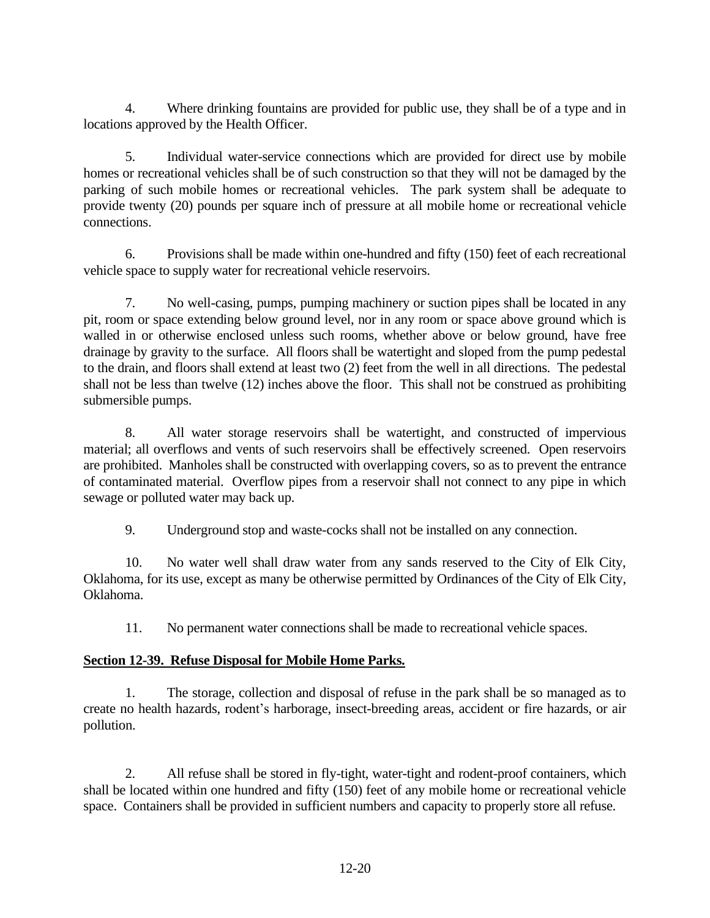4. Where drinking fountains are provided for public use, they shall be of a type and in locations approved by the Health Officer.

5. Individual water-service connections which are provided for direct use by mobile homes or recreational vehicles shall be of such construction so that they will not be damaged by the parking of such mobile homes or recreational vehicles. The park system shall be adequate to provide twenty (20) pounds per square inch of pressure at all mobile home or recreational vehicle connections.

6. Provisions shall be made within one-hundred and fifty (150) feet of each recreational vehicle space to supply water for recreational vehicle reservoirs.

7. No well-casing, pumps, pumping machinery or suction pipes shall be located in any pit, room or space extending below ground level, nor in any room or space above ground which is walled in or otherwise enclosed unless such rooms, whether above or below ground, have free drainage by gravity to the surface. All floors shall be watertight and sloped from the pump pedestal to the drain, and floors shall extend at least two (2) feet from the well in all directions. The pedestal shall not be less than twelve (12) inches above the floor. This shall not be construed as prohibiting submersible pumps.

8. All water storage reservoirs shall be watertight, and constructed of impervious material; all overflows and vents of such reservoirs shall be effectively screened. Open reservoirs are prohibited. Manholes shall be constructed with overlapping covers, so as to prevent the entrance of contaminated material. Overflow pipes from a reservoir shall not connect to any pipe in which sewage or polluted water may back up.

9. Underground stop and waste-cocks shall not be installed on any connection.

10. No water well shall draw water from any sands reserved to the City of Elk City, Oklahoma, for its use, except as many be otherwise permitted by Ordinances of the City of Elk City, Oklahoma.

11. No permanent water connections shall be made to recreational vehicle spaces.

**Section 12-39. Refuse Disposal for Mobile Home Parks.**

1. The storage, collection and disposal of refuse in the park shall be so managed as to create no health hazards, rodent's harborage, insect-breeding areas, accident or fire hazards, or air pollution.

2. All refuse shall be stored in fly-tight, water-tight and rodent-proof containers, which shall be located within one hundred and fifty (150) feet of any mobile home or recreational vehicle space. Containers shall be provided in sufficient numbers and capacity to properly store all refuse.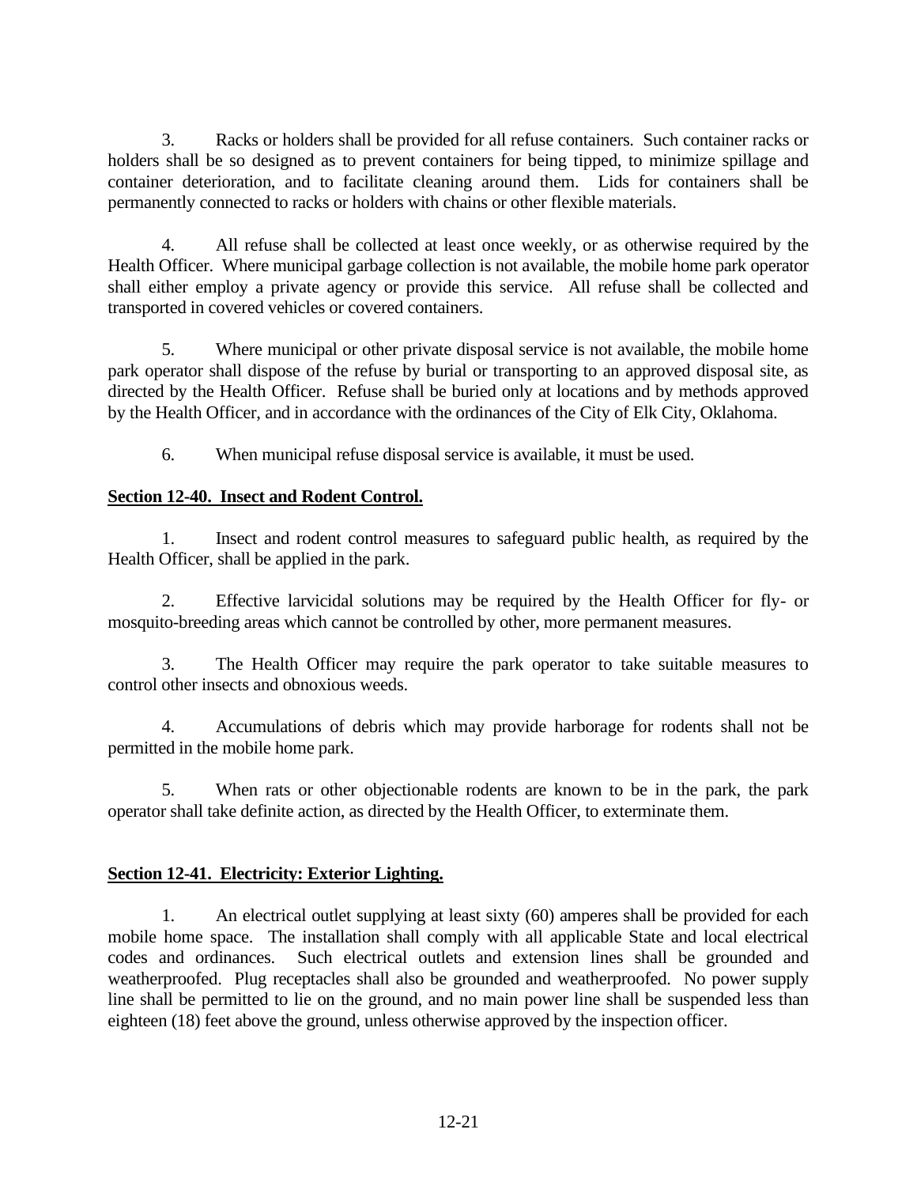3. Racks or holders shall be provided for all refuse containers. Such container racks or holders shall be so designed as to prevent containers for being tipped, to minimize spillage and container deterioration, and to facilitate cleaning around them. Lids for containers shall be permanently connected to racks or holders with chains or other flexible materials.

4. All refuse shall be collected at least once weekly, or as otherwise required by the Health Officer. Where municipal garbage collection is not available, the mobile home park operator shall either employ a private agency or provide this service. All refuse shall be collected and transported in covered vehicles or covered containers.

5. Where municipal or other private disposal service is not available, the mobile home park operator shall dispose of the refuse by burial or transporting to an approved disposal site, as directed by the Health Officer. Refuse shall be buried only at locations and by methods approved by the Health Officer, and in accordance with the ordinances of the City of Elk City, Oklahoma.

6. When municipal refuse disposal service is available, it must be used.

**Section 12-40. Insect and Rodent Control.**

1. Insect and rodent control measures to safeguard public health, as required by the Health Officer, shall be applied in the park.

2. Effective larvicidal solutions may be required by the Health Officer for fly- or mosquito-breeding areas which cannot be controlled by other, more permanent measures.

3. The Health Officer may require the park operator to take suitable measures to control other insects and obnoxious weeds.

4. Accumulations of debris which may provide harborage for rodents shall not be permitted in the mobile home park.

5. When rats or other objectionable rodents are known to be in the park, the park operator shall take definite action, as directed by the Health Officer, to exterminate them.

**Section 12-41. Electricity: Exterior Lighting.**

1. An electrical outlet supplying at least sixty (60) amperes shall be provided for each mobile home space. The installation shall comply with all applicable State and local electrical codes and ordinances. Such electrical outlets and extension lines shall be grounded and weatherproofed. Plug receptacles shall also be grounded and weatherproofed. No power supply line shall be permitted to lie on the ground, and no main power line shall be suspended less than eighteen (18) feet above the ground, unless otherwise approved by the inspection officer.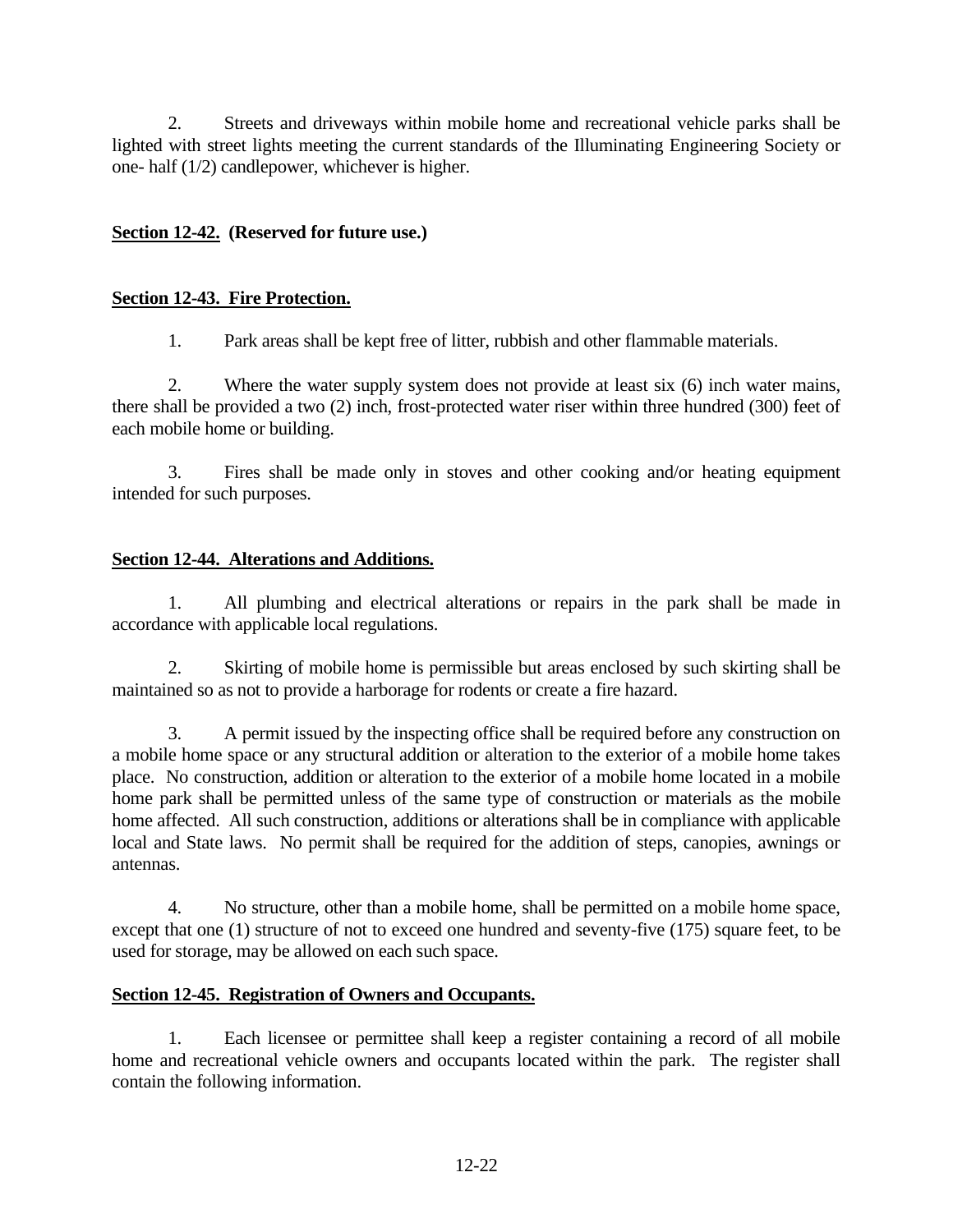2. Streets and driveways within mobile home and recreational vehicle parks shall be lighted with street lights meeting the current standards of the Illuminating Engineering Society or one- half (1/2) candlepower, whichever is higher.

**Section 12-42. (Reserved for future use.)**

**Section 12-43. Fire Protection.**

1. Park areas shall be kept free of litter, rubbish and other flammable materials.

2. Where the water supply system does not provide at least six (6) inch water mains, there shall be provided a two (2) inch, frost-protected water riser within three hundred (300) feet of each mobile home or building.

3. Fires shall be made only in stoves and other cooking and/or heating equipment intended for such purposes.

**Section 12-44. Alterations and Additions.**

1. All plumbing and electrical alterations or repairs in the park shall be made in accordance with applicable local regulations.

2. Skirting of mobile home is permissible but areas enclosed by such skirting shall be maintained so as not to provide a harborage for rodents or create a fire hazard.

3. A permit issued by the inspecting office shall be required before any construction on a mobile home space or any structural addition or alteration to the exterior of a mobile home takes place. No construction, addition or alteration to the exterior of a mobile home located in a mobile home park shall be permitted unless of the same type of construction or materials as the mobile home affected. All such construction, additions or alterations shall be in compliance with applicable local and State laws. No permit shall be required for the addition of steps, canopies, awnings or antennas.

4. No structure, other than a mobile home, shall be permitted on a mobile home space, except that one (1) structure of not to exceed one hundred and seventy-five (175) square feet, to be used for storage, may be allowed on each such space.

**Section 12-45. Registration of Owners and Occupants.**

1. Each licensee or permittee shall keep a register containing a record of all mobile home and recreational vehicle owners and occupants located within the park. The register shall contain the following information.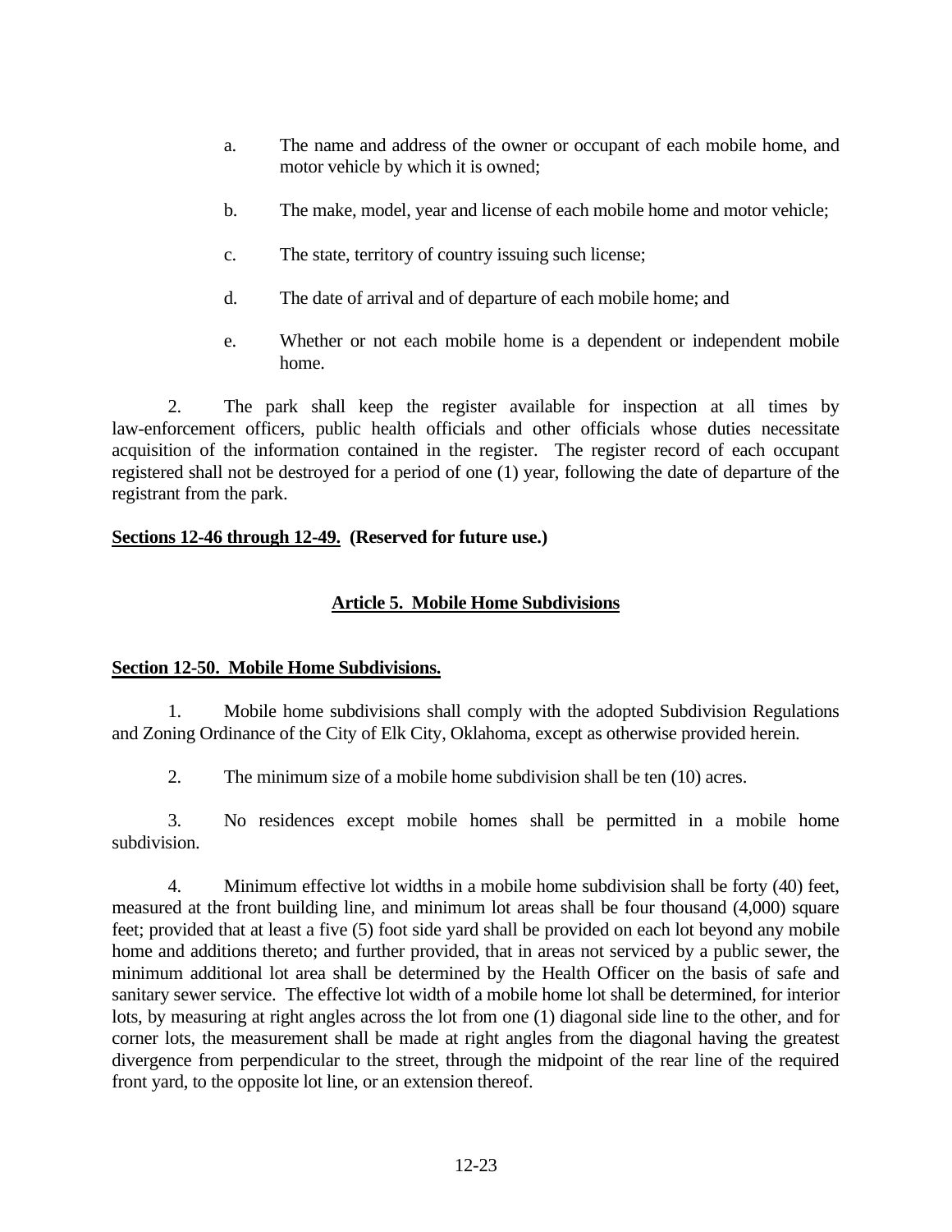a. The name and address of the owner or occupant of each mobile home, and motor vehicle by which it is owned;

b. The make, model, year and license of each mobile home and motor vehicle;

c. The state, territory of country issuing such license;

d. The date of arrival and of departure of each mobile home; and

e. Whether or not each mobile home is a dependent or independent mobile home.

2. The park shall keep the register available for inspection at all times by law-enforcement officers, public health officials and other officials whose duties necessitate acquisition of the information contained in the register. The register record of each occupant registered shall not be destroyed for a period of one (1) year, following the date of departure of the registrant from the park.

**Sections 12-46 through 12-49. (Reserved for future use.)**

## Article 5. Mobile Home Subdivisions

**Section 12-50. Mobile Home Subdivisions.**

1. Mobile home subdivisions shall comply with the adopted Subdivision Regulations and Zoning Ordinance of the City of Elk City, Oklahoma, except as otherwise provided herein.

2. The minimum size of a mobile home subdivision shall be ten (10) acres.

3. No residences except mobile homes shall be permitted in a mobile home subdivision.

4. Minimum effective lot widths in a mobile home subdivision shall be forty (40) feet, measured at the front building line, and minimum lot areas shall be four thousand (4,000) square feet; provided that at least a five (5) foot side yard shall be provided on each lot beyond any mobile home and additions thereto; and further provided, that in areas not serviced by a public sewer, the minimum additional lot area shall be determined by the Health Officer on the basis of safe and sanitary sewer service. The effective lot width of a mobile home lot shall be determined, for interior lots, by measuring at right angles across the lot from one (1) diagonal side line to the other, and for corner lots, the measurement shall be made at right angles from the diagonal having the greatest divergence from perpendicular to the street, through the midpoint of the rear line of the required front yard, to the opposite lot line, or an extension thereof.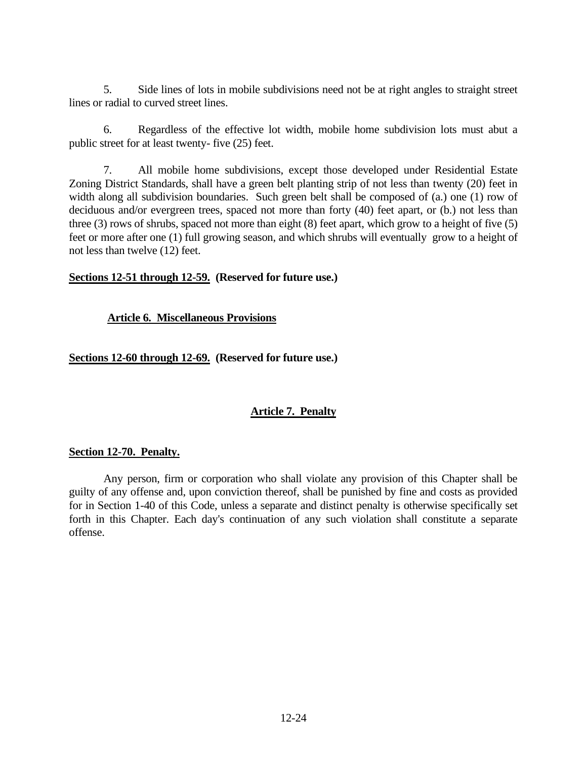5. Side lines of lots in mobile subdivisions need not be at right angles to straight street lines or radial to curved street lines.

6. Regardless of the effective lot width, mobile home subdivision lots must abut a public street for at least twenty- five (25) feet.

7. All mobile home subdivisions, except those developed under Residential Estate Zoning District Standards, shall have a green belt planting strip of not less than twenty (20) feet in width along all subdivision boundaries. Such green belt shall be composed of (a.) one (1) row of deciduous and/or evergreen trees, spaced not more than forty (40) feet apart, or (b.) not less than three (3) rows of shrubs, spaced not more than eight (8) feet apart, which grow to a height of five (5) feet or more after one (1) full growing season, and which shrubs will eventually grow to a height of not less than twelve (12) feet.

**Sections 12-51 through 12-59. (Reserved for future use.)**

## Article 6. Miscellaneous Provisions

**Sections 12-60 through 12-69. (Reserved for future use.)**

## Article 7. Penalty

**Section 12-70. Penalty.**

Any person, firm or corporation who shall violate any provision of this Chapter shall be guilty of any offense and, upon conviction thereof, shall be punished by fine and costs as provided for in Section 1-40 of this Code, unless a separate and distinct penalty is otherwise specifically set forth in this Chapter. Each day's continuation of any such violation shall constitute a separate offense.